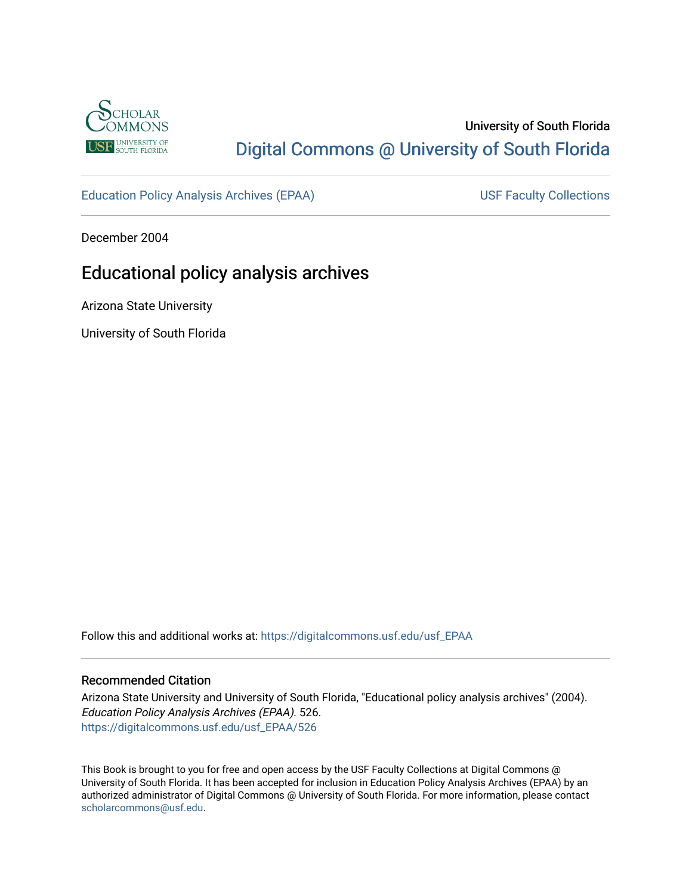University of South Florida

Digital Commons @ University of South Florida

Education Policy Analysis Archives (EPAA)

USF Faculty Collections

December 2004

# Educational policy analysis archives

Arizona State University

University of South Florida

Follow this and additional works at: https://digitalcommons.usf.edu/usf_EPAA

## Recommended Citation

Arizona State University and University of South Florida, "Educational policy analysis archives" (2004). *Education Policy Analysis Archives (EPAA)*. 526.
https://digitalcommons.usf.edu/usf_EPAA/526

This Book is brought to you for free and open access by the USF Faculty Collections at Digital Commons @ University of South Florida. It has been accepted for inclusion in Education Policy Analysis Archives (EPAA) by an authorized administrator of Digital Commons @ University of South Florida. For more information, please contact scholarcommons@usf.edu.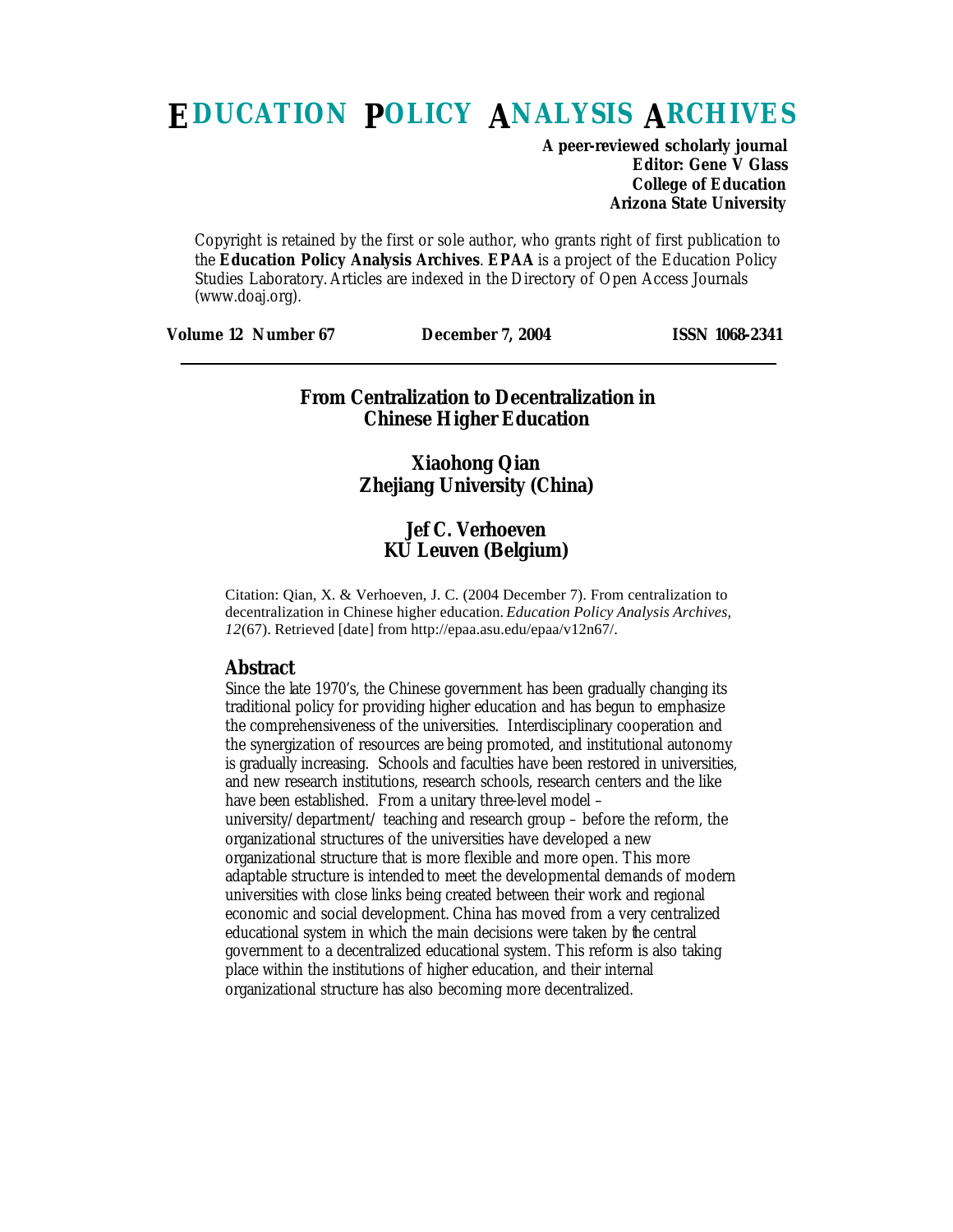# EDUCATION POLICY ANALYSIS ARCHIVES

**A peer-reviewed scholarly journal**
**Editor: Gene V Glass**
**College of Education**
**Arizona State University**

Copyright is retained by the first or sole author, who grants right of first publication to the **Education Policy Analysis Archives**. **EPAA** is a project of the Education Policy Studies Laboratory. Articles are indexed in the Directory of Open Access Journals (www.doaj.org).

**Volume 12 Number 67** **December 7, 2004** **ISSN 1068-2341**

---

## From Centralization to Decentralization in Chinese Higher Education

**Xiaohong Qian**
**Zhejiang University (China)**

**Jef C. Verhoeven**
**KU Leuven (Belgium)**

Citation: Qian, X. & Verhoeven, J. C. (2004 December 7). From centralization to decentralization in Chinese higher education. *Education Policy Analysis Archives, 12*(67). Retrieved [date] from http://epaa.asu.edu/epaa/v12n67/.

### Abstract

Since the late 1970's, the Chinese government has been gradually changing its traditional policy for providing higher education and has begun to emphasize the comprehensiveness of the universities. Interdisciplinary cooperation and the synergization of resources are being promoted, and institutional autonomy is gradually increasing. Schools and faculties have been restored in universities, and new research institutions, research schools, research centers and the like have been established. From a unitary three-level model – university/department/ teaching and research group – before the reform, the organizational structures of the universities have developed a new organizational structure that is more flexible and more open. This more adaptable structure is intended to meet the developmental demands of modern universities with close links being created between their work and regional economic and social development. China has moved from a very centralized educational system in which the main decisions were taken by the central government to a decentralized educational system. This reform is also taking place within the institutions of higher education, and their internal organizational structure has also becoming more decentralized.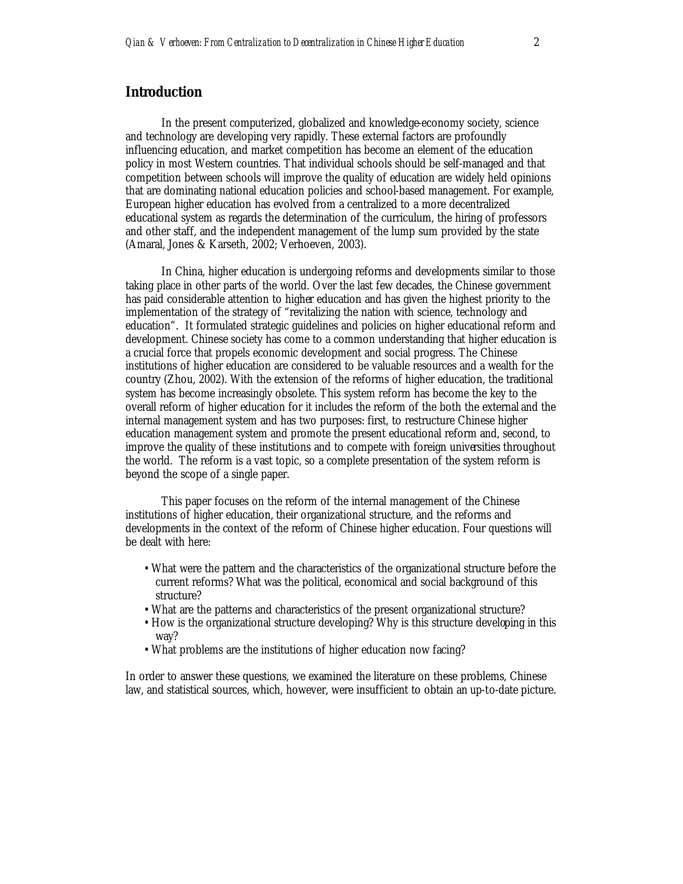## Introduction

In the present computerized, globalized and knowledge-economy society, science and technology are developing very rapidly. These external factors are profoundly influencing education, and market competition has become an element of the education policy in most Western countries. That individual schools should be self-managed and that competition between schools will improve the quality of education are widely held opinions that are dominating national education policies and school-based management. For example, European higher education has evolved from a centralized to a more decentralized educational system as regards the determination of the curriculum, the hiring of professors and other staff, and the independent management of the lump sum provided by the state (Amaral, Jones & Karseth, 2002; Verhoeven, 2003).

In China, higher education is undergoing reforms and developments similar to those taking place in other parts of the world. Over the last few decades, the Chinese government has paid considerable attention to higher education and has given the highest priority to the implementation of the strategy of "revitalizing the nation with science, technology and education". It formulated strategic guidelines and policies on higher educational reform and development. Chinese society has come to a common understanding that higher education is a crucial force that propels economic development and social progress. The Chinese institutions of higher education are considered to be valuable resources and a wealth for the country (Zhou, 2002). With the extension of the reforms of higher education, the traditional system has become increasingly obsolete. This system reform has become the key to the overall reform of higher education for it includes the reform of the both the external and the internal management system and has two purposes: first, to restructure Chinese higher education management system and promote the present educational reform and, second, to improve the quality of these institutions and to compete with foreign universities throughout the world. The reform is a vast topic, so a complete presentation of the system reform is beyond the scope of a single paper.

This paper focuses on the reform of the internal management of the Chinese institutions of higher education, their organizational structure, and the reforms and developments in the context of the reform of Chinese higher education. Four questions will be dealt with here:

- What were the pattern and the characteristics of the organizational structure before the current reforms? What was the political, economical and social background of this structure?
- What are the patterns and characteristics of the present organizational structure?
- How is the organizational structure developing? Why is this structure developing in this way?
- What problems are the institutions of higher education now facing?

In order to answer these questions, we examined the literature on these problems, Chinese law, and statistical sources, which, however, were insufficient to obtain an up-to-date picture.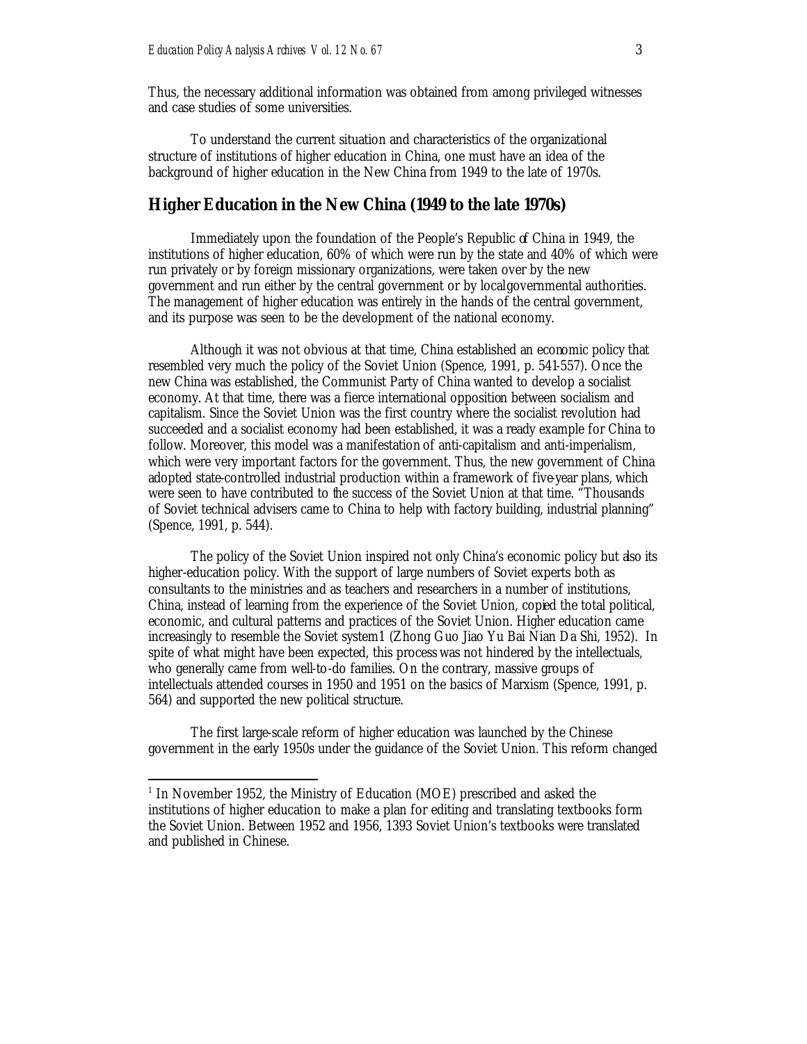Thus, the necessary additional information was obtained from among privileged witnesses and case studies of some universities.

To understand the current situation and characteristics of the organizational structure of institutions of higher education in China, one must have an idea of the background of higher education in the New China from 1949 to the late of 1970s.

## Higher Education in the New China (1949 to the late 1970s)

Immediately upon the foundation of the People's Republic of China in 1949, the institutions of higher education, 60% of which were run by the state and 40% of which were run privately or by foreign missionary organizations, were taken over by the new government and run either by the central government or by local governmental authorities. The management of higher education was entirely in the hands of the central government, and its purpose was seen to be the development of the national economy.

Although it was not obvious at that time, China established an economic policy that resembled very much the policy of the Soviet Union (Spence, 1991, p. 541-557). Once the new China was established, the Communist Party of China wanted to develop a socialist economy. At that time, there was a fierce international opposition between socialism and capitalism. Since the Soviet Union was the first country where the socialist revolution had succeeded and a socialist economy had been established, it was a ready example for China to follow. Moreover, this model was a manifestation of anti-capitalism and anti-imperialism, which were very important factors for the government. Thus, the new government of China adopted state-controlled industrial production within a framework of five-year plans, which were seen to have contributed to the success of the Soviet Union at that time. "Thousands of Soviet technical advisers came to China to help with factory building, industrial planning" (Spence, 1991, p. 544).

The policy of the Soviet Union inspired not only China's economic policy but also its higher-education policy. With the support of large numbers of Soviet experts both as consultants to the ministries and as teachers and researchers in a number of institutions, China, instead of learning from the experience of the Soviet Union, copied the total political, economic, and cultural patterns and practices of the Soviet Union. Higher education came increasingly to resemble the Soviet system1 (Zhong Guo Jiao Yu Bai Nian Da Shi, 1952). In spite of what might have been expected, this process was not hindered by the intellectuals, who generally came from well-to-do families. On the contrary, massive groups of intellectuals attended courses in 1950 and 1951 on the basics of Marxism (Spence, 1991, p. 564) and supported the new political structure.

The first large-scale reform of higher education was launched by the Chinese government in the early 1950s under the guidance of the Soviet Union. This reform changed

---

[1] In November 1952, the Ministry of Education (MOE) prescribed and asked the institutions of higher education to make a plan for editing and translating textbooks form the Soviet Union. Between 1952 and 1956, 1393 Soviet Union's textbooks were translated and published in Chinese.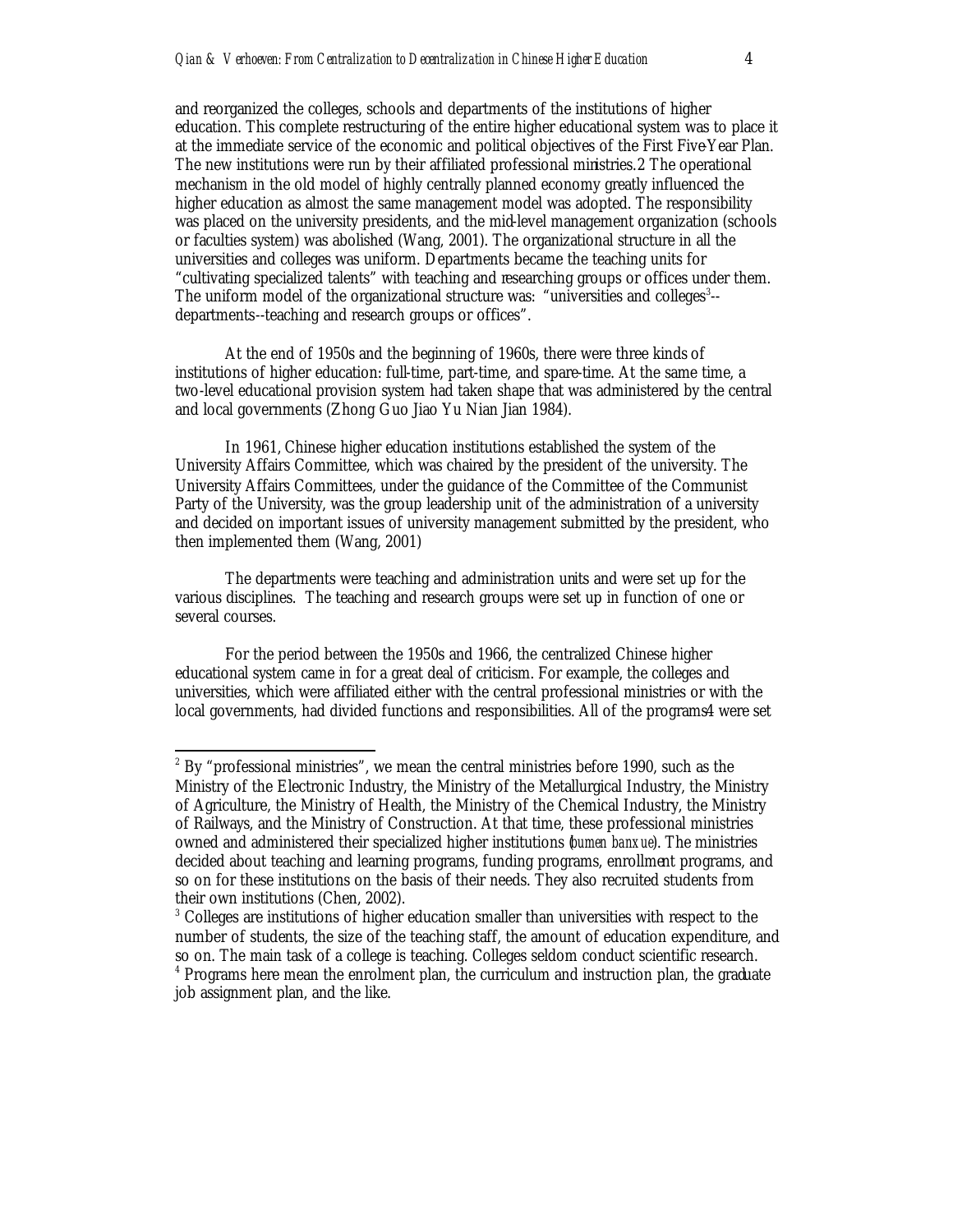and reorganized the colleges, schools and departments of the institutions of higher education. This complete restructuring of the entire higher educational system was to place it at the immediate service of the economic and political objectives of the First Five-Year Plan. The new institutions were run by their affiliated professional ministries.[2] The operational mechanism in the old model of highly centrally planned economy greatly influenced the higher education as almost the same management model was adopted. The responsibility was placed on the university presidents, and the mid-level management organization (schools or faculties system) was abolished (Wang, 2001). The organizational structure in all the universities and colleges was uniform. Departments became the teaching units for "cultivating specialized talents" with teaching and researching groups or offices under them. The uniform model of the organizational structure was: "universities and colleges[3]--departments--teaching and research groups or offices".

At the end of 1950s and the beginning of 1960s, there were three kinds of institutions of higher education: full-time, part-time, and spare-time. At the same time, a two-level educational provision system had taken shape that was administered by the central and local governments (Zhong Guo Jiao Yu Nian Jian 1984).

In 1961, Chinese higher education institutions established the system of the University Affairs Committee, which was chaired by the president of the university. The University Affairs Committees, under the guidance of the Committee of the Communist Party of the University, was the group leadership unit of the administration of a university and decided on important issues of university management submitted by the president, who then implemented them (Wang, 2001)

The departments were teaching and administration units and were set up for the various disciplines. The teaching and research groups were set up in function of one or several courses.

For the period between the 1950s and 1966, the centralized Chinese higher educational system came in for a great deal of criticism. For example, the colleges and universities, which were affiliated either with the central professional ministries or with the local governments, had divided functions and responsibilities. All of the programs[4] were set

---

[2] By "professional ministries", we mean the central ministries before 1990, such as the Ministry of the Electronic Industry, the Ministry of the Metallurgical Industry, the Ministry of Agriculture, the Ministry of Health, the Ministry of the Chemical Industry, the Ministry of Railways, and the Ministry of Construction. At that time, these professional ministries owned and administered their specialized higher institutions (*bumen banxue*). The ministries decided about teaching and learning programs, funding programs, enrollment programs, and so on for these institutions on the basis of their needs. They also recruited students from their own institutions (Chen, 2002).

[3] Colleges are institutions of higher education smaller than universities with respect to the number of students, the size of the teaching staff, the amount of education expenditure, and so on. The main task of a college is teaching. Colleges seldom conduct scientific research.

[4] Programs here mean the enrolment plan, the curriculum and instruction plan, the graduate job assignment plan, and the like.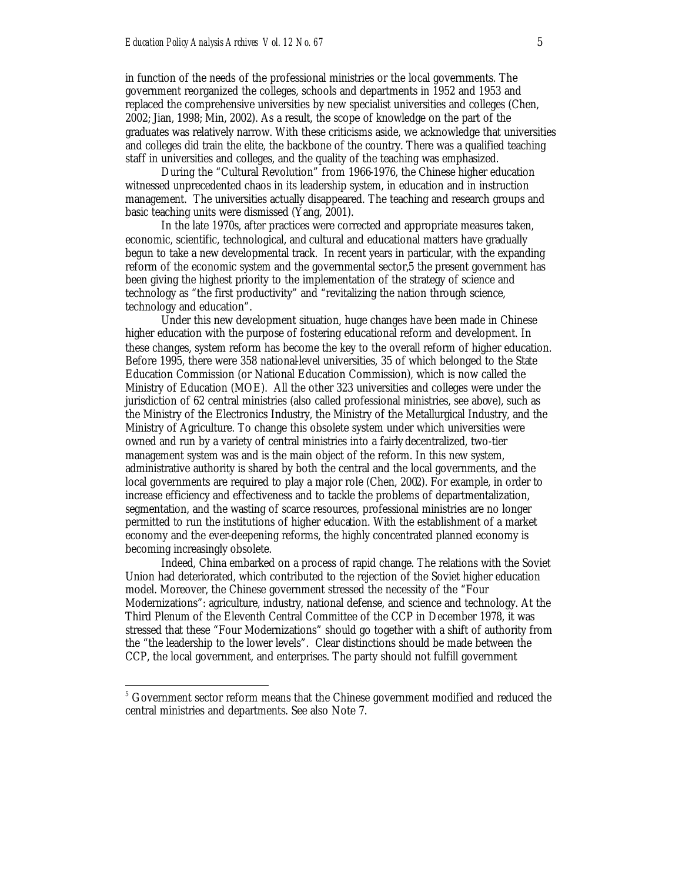in function of the needs of the professional ministries or the local governments. The government reorganized the colleges, schools and departments in 1952 and 1953 and replaced the comprehensive universities by new specialist universities and colleges (Chen, 2002; Jian, 1998; Min, 2002). As a result, the scope of knowledge on the part of the graduates was relatively narrow. With these criticisms aside, we acknowledge that universities and colleges did train the elite, the backbone of the country. There was a qualified teaching staff in universities and colleges, and the quality of the teaching was emphasized.

During the "Cultural Revolution" from 1966-1976, the Chinese higher education witnessed unprecedented chaos in its leadership system, in education and in instruction management. The universities actually disappeared. The teaching and research groups and basic teaching units were dismissed (Yang, 2001).

In the late 1970s, after practices were corrected and appropriate measures taken, economic, scientific, technological, and cultural and educational matters have gradually begun to take a new developmental track. In recent years in particular, with the expanding reform of the economic system and the governmental sector,[5] the present government has been giving the highest priority to the implementation of the strategy of science and technology as "the first productivity" and "revitalizing the nation through science, technology and education".

Under this new development situation, huge changes have been made in Chinese higher education with the purpose of fostering educational reform and development. In these changes, system reform has become the key to the overall reform of higher education. Before 1995, there were 358 national-level universities, 35 of which belonged to the State Education Commission (or National Education Commission), which is now called the Ministry of Education (MOE). All the other 323 universities and colleges were under the jurisdiction of 62 central ministries (also called professional ministries, see above), such as the Ministry of the Electronics Industry, the Ministry of the Metallurgical Industry, and the Ministry of Agriculture. To change this obsolete system under which universities were owned and run by a variety of central ministries into a fairly decentralized, two-tier management system was and is the main object of the reform. In this new system, administrative authority is shared by both the central and the local governments, and the local governments are required to play a major role (Chen, 2002). For example, in order to increase efficiency and effectiveness and to tackle the problems of departmentalization, segmentation, and the wasting of scarce resources, professional ministries are no longer permitted to run the institutions of higher education. With the establishment of a market economy and the ever-deepening reforms, the highly concentrated planned economy is becoming increasingly obsolete.

Indeed, China embarked on a process of rapid change. The relations with the Soviet Union had deteriorated, which contributed to the rejection of the Soviet higher education model. Moreover, the Chinese government stressed the necessity of the "Four Modernizations": agriculture, industry, national defense, and science and technology. At the Third Plenum of the Eleventh Central Committee of the CCP in December 1978, it was stressed that these "Four Modernizations" should go together with a shift of authority from the "the leadership to the lower levels". Clear distinctions should be made between the CCP, the local government, and enterprises. The party should not fulfill government

[5] Government sector reform means that the Chinese government modified and reduced the central ministries and departments. See also Note 7.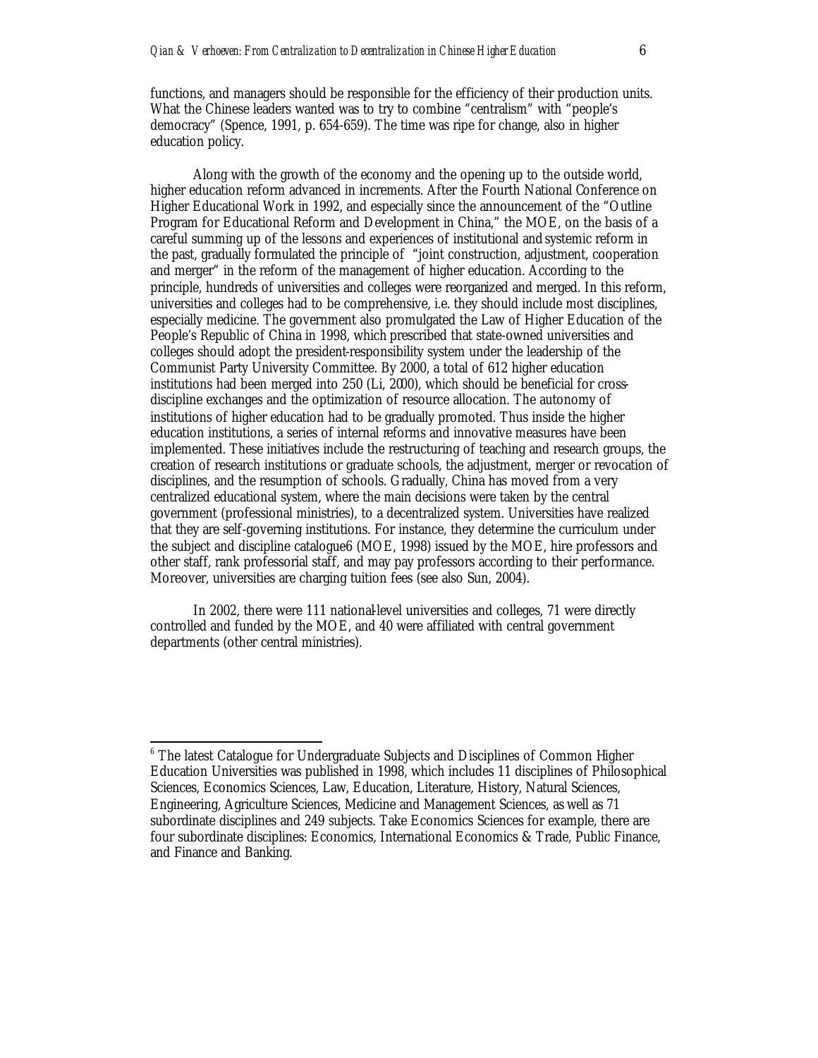functions, and managers should be responsible for the efficiency of their production units. What the Chinese leaders wanted was to try to combine "centralism" with "people's democracy" (Spence, 1991, p. 654-659). The time was ripe for change, also in higher education policy.

Along with the growth of the economy and the opening up to the outside world, higher education reform advanced in increments. After the Fourth National Conference on Higher Educational Work in 1992, and especially since the announcement of the "Outline Program for Educational Reform and Development in China," the MOE, on the basis of a careful summing up of the lessons and experiences of institutional and systemic reform in the past, gradually formulated the principle of "joint construction, adjustment, cooperation and merger" in the reform of the management of higher education. According to the principle, hundreds of universities and colleges were reorganized and merged. In this reform, universities and colleges had to be comprehensive, i.e. they should include most disciplines, especially medicine. The government also promulgated the Law of Higher Education of the People's Republic of China in 1998, which prescribed that state-owned universities and colleges should adopt the president-responsibility system under the leadership of the Communist Party University Committee. By 2000, a total of 612 higher education institutions had been merged into 250 (Li, 2000), which should be beneficial for cross-discipline exchanges and the optimization of resource allocation. The autonomy of institutions of higher education had to be gradually promoted. Thus inside the higher education institutions, a series of internal reforms and innovative measures have been implemented. These initiatives include the restructuring of teaching and research groups, the creation of research institutions or graduate schools, the adjustment, merger or revocation of disciplines, and the resumption of schools. Gradually, China has moved from a very centralized educational system, where the main decisions were taken by the central government (professional ministries), to a decentralized system. Universities have realized that they are self-governing institutions. For instance, they determine the curriculum under the subject and discipline catalogue[6] (MOE, 1998) issued by the MOE, hire professors and other staff, rank professorial staff, and may pay professors according to their performance. Moreover, universities are charging tuition fees (see also Sun, 2004).

In 2002, there were 111 national-level universities and colleges, 71 were directly controlled and funded by the MOE, and 40 were affiliated with central government departments (other central ministries).

---

[6] The latest Catalogue for Undergraduate Subjects and Disciplines of Common Higher Education Universities was published in 1998, which includes 11 disciplines of Philosophical Sciences, Economics Sciences, Law, Education, Literature, History, Natural Sciences, Engineering, Agriculture Sciences, Medicine and Management Sciences, as well as 71 subordinate disciplines and 249 subjects. Take Economics Sciences for example, there are four subordinate disciplines: Economics, International Economics & Trade, Public Finance, and Finance and Banking.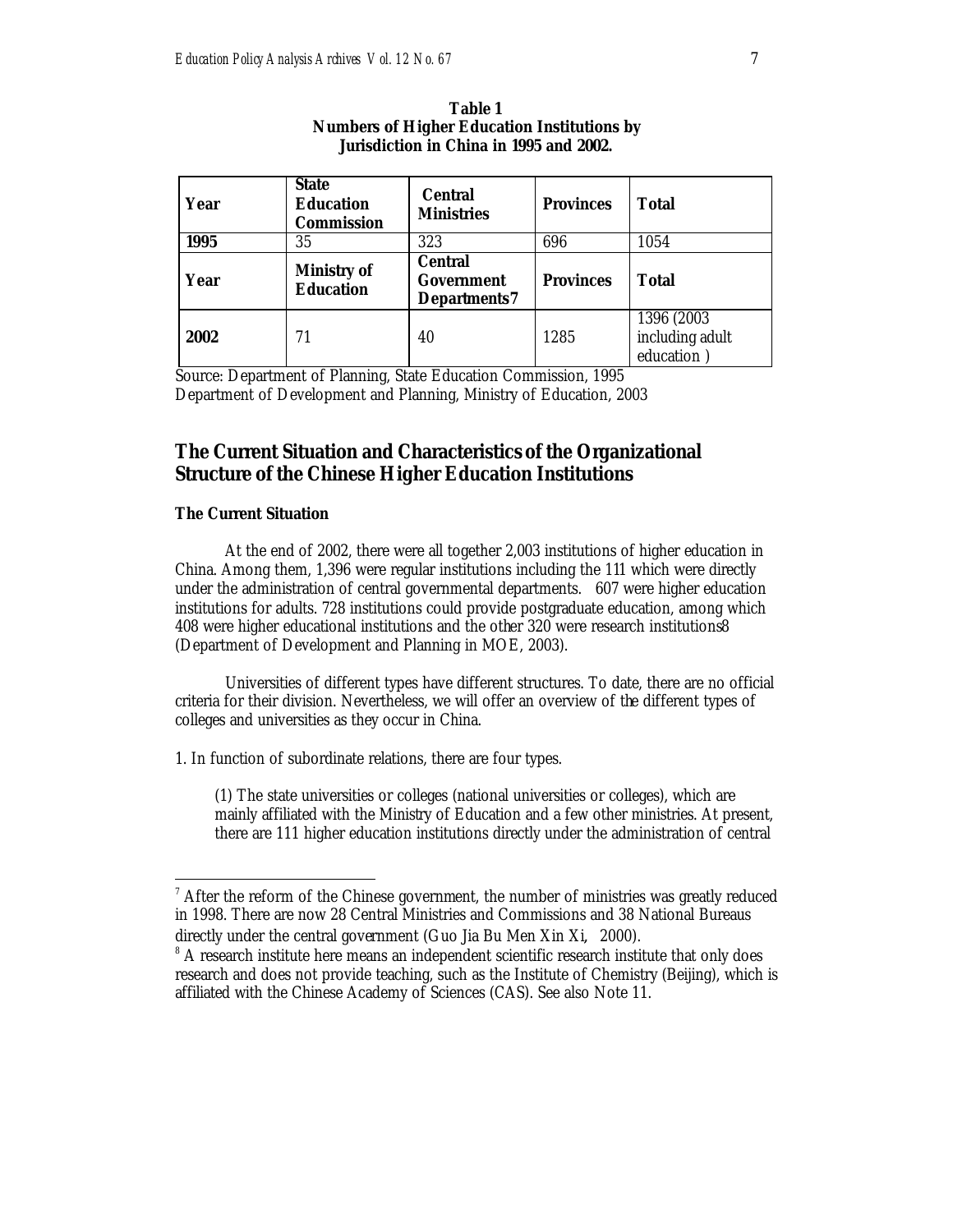**Table 1**
**Numbers of Higher Education Institutions by Jurisdiction in China in 1995 and 2002.**

| **Year** | **State Education Commission** | **Central Ministries** | **Provinces** | **Total** |
|---|---|---|---|---|
| **1995** | 35 | 323 | 696 | 1054 |
| **Year** | **Ministry of Education** | **Central Government Departments**[7] | **Provinces** | **Total** |
| **2002** | 71 | 40 | 1285 | 1396 (2003 including adult education ) |

Source: Department of Planning, State Education Commission, 1995
Department of Development and Planning, Ministry of Education, 2003

## The Current Situation and Characteristics of the Organizational Structure of the Chinese Higher Education Institutions

### The Current Situation

At the end of 2002, there were all together 2,003 institutions of higher education in China. Among them, 1,396 were regular institutions including the 111 which were directly under the administration of central governmental departments. 607 were higher education institutions for adults. 728 institutions could provide postgraduate education, among which 408 were higher educational institutions and the other 320 were research institutions[8] (Department of Development and Planning in MOE, 2003).

Universities of different types have different structures. To date, there are no official criteria for their division. Nevertheless, we will offer an overview of the different types of colleges and universities as they occur in China.

1. In function of subordinate relations, there are four types.

> (1) The state universities or colleges (national universities or colleges), which are mainly affiliated with the Ministry of Education and a few other ministries. At present, there are 111 higher education institutions directly under the administration of central

---

[7] After the reform of the Chinese government, the number of ministries was greatly reduced in 1998. There are now 28 Central Ministries and Commissions and 38 National Bureaus directly under the central government (Guo Jia Bu Men Xin Xi, 2000).

[8] A research institute here means an independent scientific research institute that only does research and does not provide teaching, such as the Institute of Chemistry (Beijing), which is affiliated with the Chinese Academy of Sciences (CAS). See also Note 11.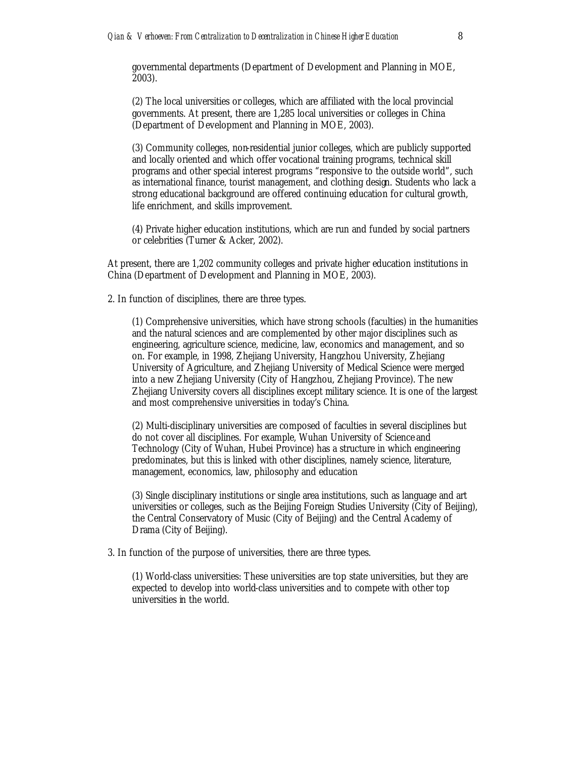governmental departments (Department of Development and Planning in MOE, 2003).

(2) The local universities or colleges, which are affiliated with the local provincial governments. At present, there are 1,285 local universities or colleges in China (Department of Development and Planning in MOE, 2003).

(3) Community colleges, non-residential junior colleges, which are publicly supported and locally oriented and which offer vocational training programs, technical skill programs and other special interest programs "responsive to the outside world", such as international finance, tourist management, and clothing design. Students who lack a strong educational background are offered continuing education for cultural growth, life enrichment, and skills improvement.

(4) Private higher education institutions, which are run and funded by social partners or celebrities (Turner & Acker, 2002).

At present, there are 1,202 community colleges and private higher education institutions in China (Department of Development and Planning in MOE, 2003).

2. In function of disciplines, there are three types.

(1) Comprehensive universities, which have strong schools (faculties) in the humanities and the natural sciences and are complemented by other major disciplines such as engineering, agriculture science, medicine, law, economics and management, and so on. For example, in 1998, Zhejiang University, Hangzhou University, Zhejiang University of Agriculture, and Zhejiang University of Medical Science were merged into a new Zhejiang University (City of Hangzhou, Zhejiang Province). The new Zhejiang University covers all disciplines except military science. It is one of the largest and most comprehensive universities in today's China.

(2) Multi-disciplinary universities are composed of faculties in several disciplines but do not cover all disciplines. For example, Wuhan University of Science and Technology (City of Wuhan, Hubei Province) has a structure in which engineering predominates, but this is linked with other disciplines, namely science, literature, management, economics, law, philosophy and education

(3) Single disciplinary institutions or single area institutions, such as language and art universities or colleges, such as the Beijing Foreign Studies University (City of Beijing), the Central Conservatory of Music (City of Beijing) and the Central Academy of Drama (City of Beijing).

3. In function of the purpose of universities, there are three types.

(1) World-class universities: These universities are top state universities, but they are expected to develop into world-class universities and to compete with other top universities in the world.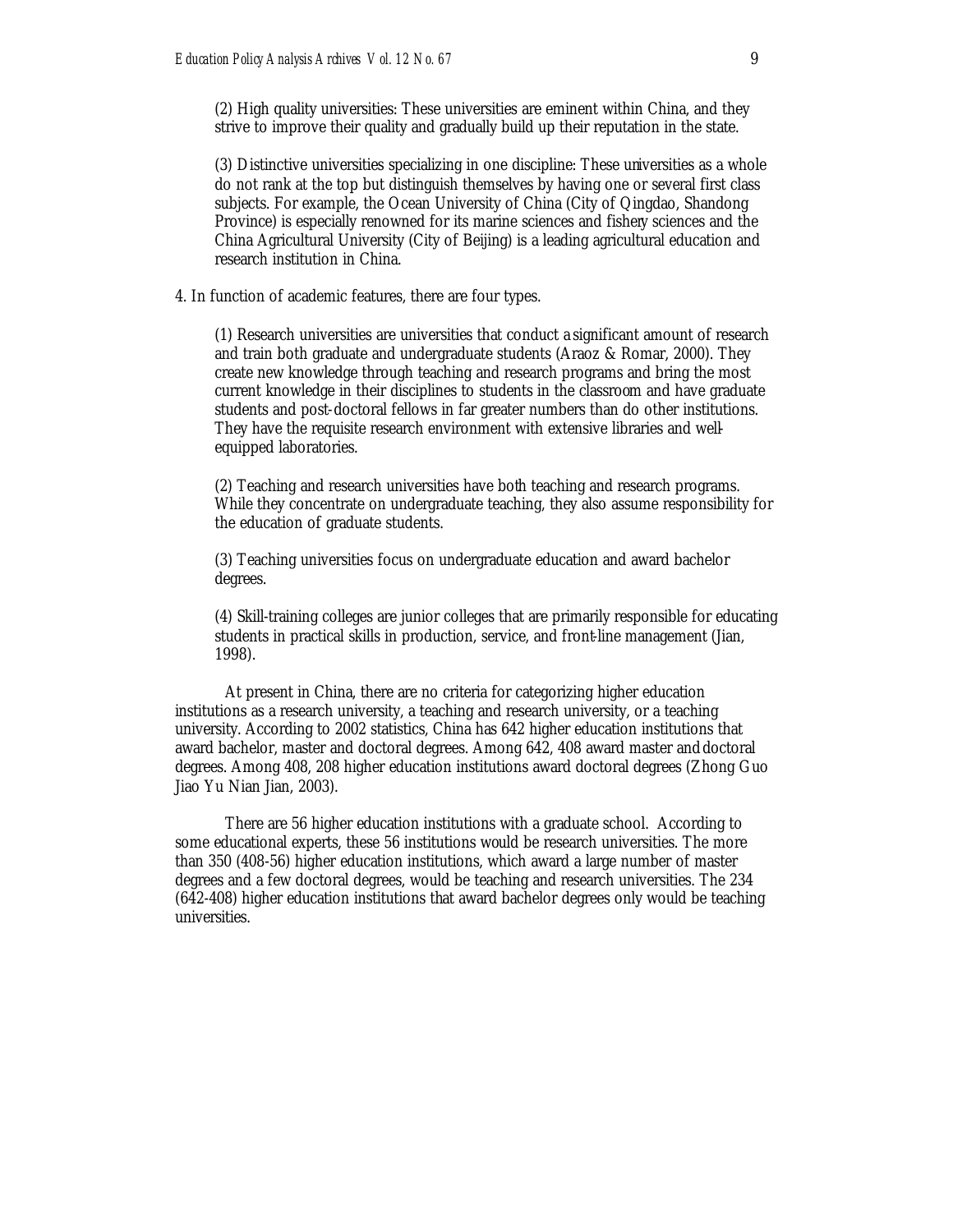(2) High quality universities: These universities are eminent within China, and they strive to improve their quality and gradually build up their reputation in the state.

(3) Distinctive universities specializing in one discipline: These universities as a whole do not rank at the top but distinguish themselves by having one or several first class subjects. For example, the Ocean University of China (City of Qingdao, Shandong Province) is especially renowned for its marine sciences and fishery sciences and the China Agricultural University (City of Beijing) is a leading agricultural education and research institution in China.

4. In function of academic features, there are four types.

(1) Research universities are universities that conduct a significant amount of research and train both graduate and undergraduate students (Araoz & Romar, 2000). They create new knowledge through teaching and research programs and bring the most current knowledge in their disciplines to students in the classroom and have graduate students and post-doctoral fellows in far greater numbers than do other institutions. They have the requisite research environment with extensive libraries and well-equipped laboratories.

(2) Teaching and research universities have both teaching and research programs. While they concentrate on undergraduate teaching, they also assume responsibility for the education of graduate students.

(3) Teaching universities focus on undergraduate education and award bachelor degrees.

(4) Skill-training colleges are junior colleges that are primarily responsible for educating students in practical skills in production, service, and front-line management (Jian, 1998).

At present in China, there are no criteria for categorizing higher education institutions as a research university, a teaching and research university, or a teaching university. According to 2002 statistics, China has 642 higher education institutions that award bachelor, master and doctoral degrees. Among 642, 408 award master and doctoral degrees. Among 408, 208 higher education institutions award doctoral degrees (Zhong Guo Jiao Yu Nian Jian, 2003).

There are 56 higher education institutions with a graduate school. According to some educational experts, these 56 institutions would be research universities. The more than 350 (408-56) higher education institutions, which award a large number of master degrees and a few doctoral degrees, would be teaching and research universities. The 234 (642-408) higher education institutions that award bachelor degrees only would be teaching universities.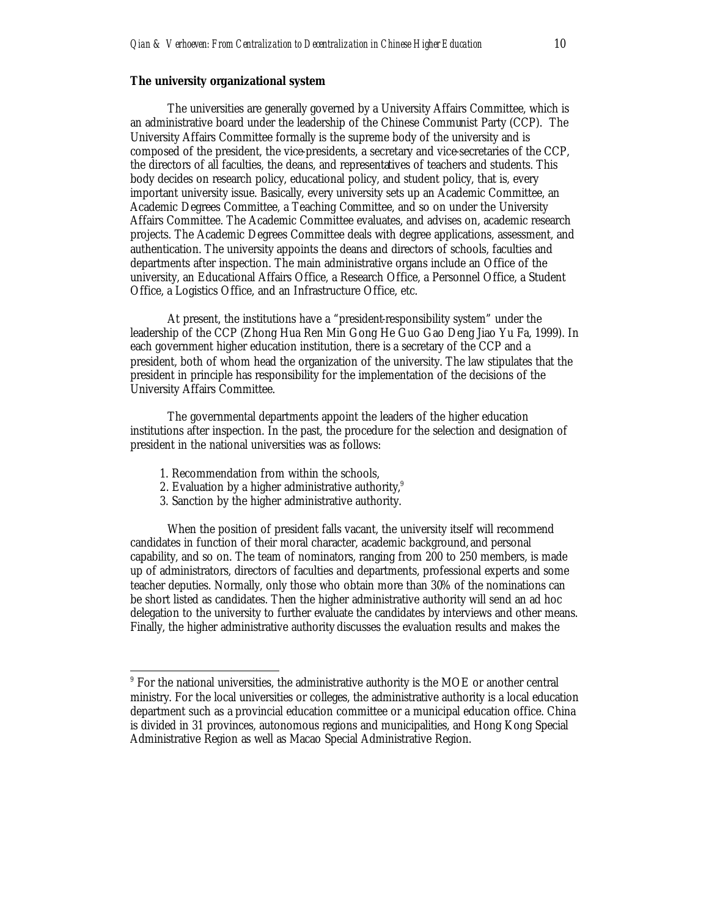**The university organizational system**

The universities are generally governed by a University Affairs Committee, which is an administrative board under the leadership of the Chinese Communist Party (CCP). The University Affairs Committee formally is the supreme body of the university and is composed of the president, the vice-presidents, a secretary and vice-secretaries of the CCP, the directors of all faculties, the deans, and representatives of teachers and students. This body decides on research policy, educational policy, and student policy, that is, every important university issue. Basically, every university sets up an Academic Committee, an Academic Degrees Committee, a Teaching Committee, and so on under the University Affairs Committee. The Academic Committee evaluates, and advises on, academic research projects. The Academic Degrees Committee deals with degree applications, assessment, and authentication. The university appoints the deans and directors of schools, faculties and departments after inspection. The main administrative organs include an Office of the university, an Educational Affairs Office, a Research Office, a Personnel Office, a Student Office, a Logistics Office, and an Infrastructure Office, etc.

At present, the institutions have a "president-responsibility system" under the leadership of the CCP (Zhong Hua Ren Min Gong He Guo Gao Deng Jiao Yu Fa, 1999). In each government higher education institution, there is a secretary of the CCP and a president, both of whom head the organization of the university. The law stipulates that the president in principle has responsibility for the implementation of the decisions of the University Affairs Committee.

The governmental departments appoint the leaders of the higher education institutions after inspection. In the past, the procedure for the selection and designation of president in the national universities was as follows:

1. Recommendation from within the schools,
2. Evaluation by a higher administrative authority,[9]
3. Sanction by the higher administrative authority.

When the position of president falls vacant, the university itself will recommend candidates in function of their moral character, academic background, and personal capability, and so on. The team of nominators, ranging from 200 to 250 members, is made up of administrators, directors of faculties and departments, professional experts and some teacher deputies. Normally, only those who obtain more than 30% of the nominations can be short listed as candidates. Then the higher administrative authority will send an ad hoc delegation to the university to further evaluate the candidates by interviews and other means. Finally, the higher administrative authority discusses the evaluation results and makes the

[9] For the national universities, the administrative authority is the MOE or another central ministry. For the local universities or colleges, the administrative authority is a local education department such as a provincial education committee or a municipal education office. China is divided in 31 provinces, autonomous regions and municipalities, and Hong Kong Special Administrative Region as well as Macao Special Administrative Region.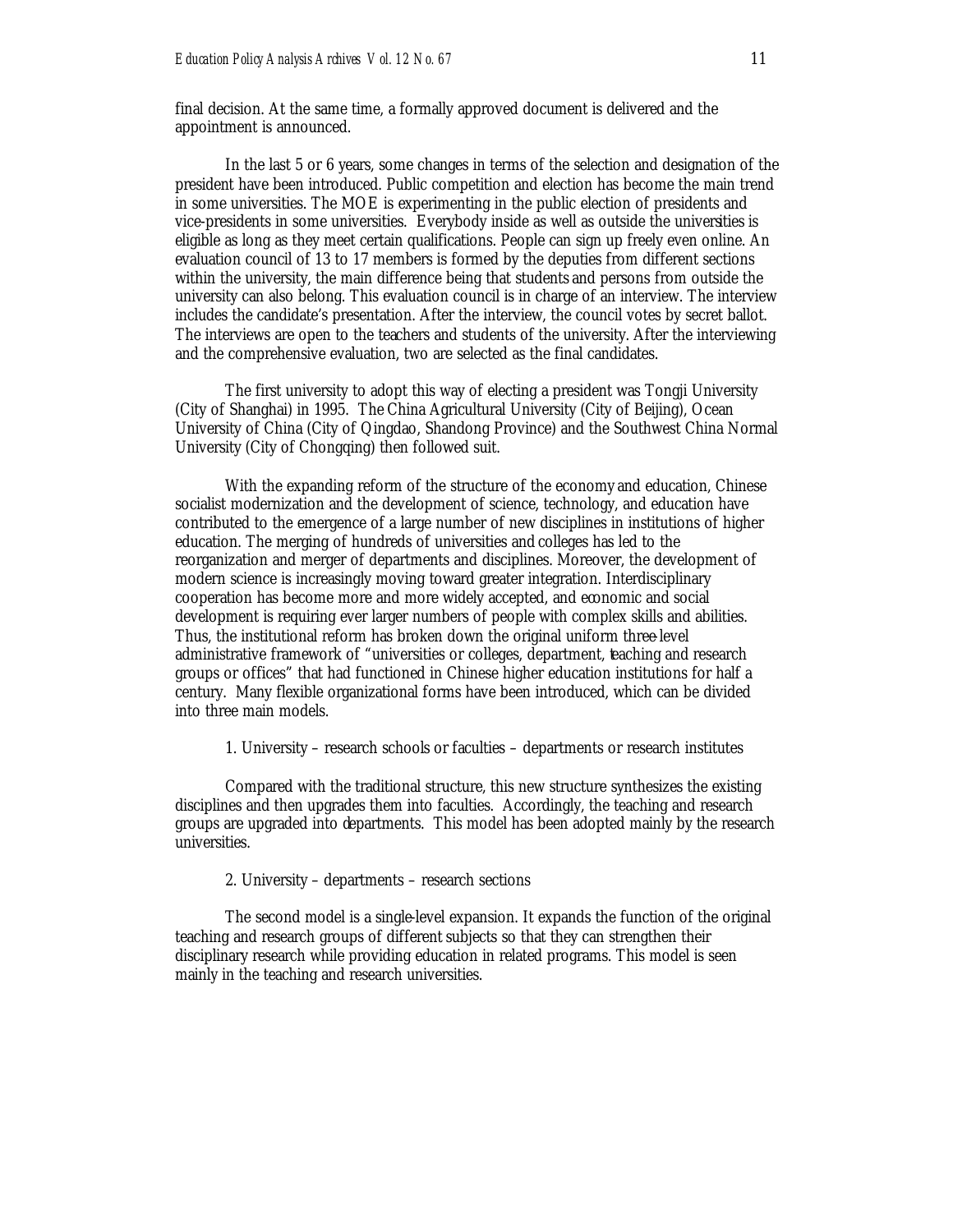final decision. At the same time, a formally approved document is delivered and the appointment is announced.

In the last 5 or 6 years, some changes in terms of the selection and designation of the president have been introduced. Public competition and election has become the main trend in some universities. The MOE is experimenting in the public election of presidents and vice-presidents in some universities. Everybody inside as well as outside the universities is eligible as long as they meet certain qualifications. People can sign up freely even online. An evaluation council of 13 to 17 members is formed by the deputies from different sections within the university, the main difference being that students and persons from outside the university can also belong. This evaluation council is in charge of an interview. The interview includes the candidate's presentation. After the interview, the council votes by secret ballot. The interviews are open to the teachers and students of the university. After the interviewing and the comprehensive evaluation, two are selected as the final candidates.

The first university to adopt this way of electing a president was Tongji University (City of Shanghai) in 1995. The China Agricultural University (City of Beijing), Ocean University of China (City of Qingdao, Shandong Province) and the Southwest China Normal University (City of Chongqing) then followed suit.

With the expanding reform of the structure of the economy and education, Chinese socialist modernization and the development of science, technology, and education have contributed to the emergence of a large number of new disciplines in institutions of higher education. The merging of hundreds of universities and colleges has led to the reorganization and merger of departments and disciplines. Moreover, the development of modern science is increasingly moving toward greater integration. Interdisciplinary cooperation has become more and more widely accepted, and economic and social development is requiring ever larger numbers of people with complex skills and abilities. Thus, the institutional reform has broken down the original uniform three-level administrative framework of "universities or colleges, department, teaching and research groups or offices" that had functioned in Chinese higher education institutions for half a century. Many flexible organizational forms have been introduced, which can be divided into three main models.

1. University – research schools or faculties – departments or research institutes

Compared with the traditional structure, this new structure synthesizes the existing disciplines and then upgrades them into faculties. Accordingly, the teaching and research groups are upgraded into departments. This model has been adopted mainly by the research universities.

2. University – departments – research sections

The second model is a single-level expansion. It expands the function of the original teaching and research groups of different subjects so that they can strengthen their disciplinary research while providing education in related programs. This model is seen mainly in the teaching and research universities.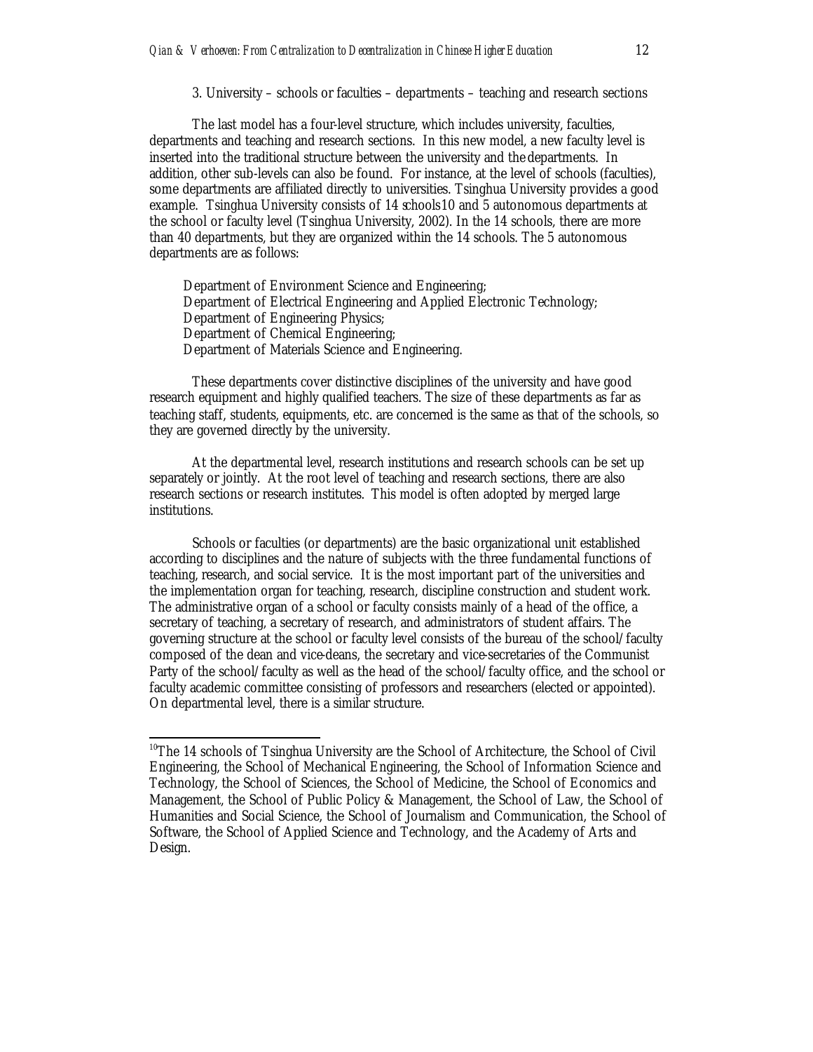3. University – schools or faculties – departments – teaching and research sections

The last model has a four-level structure, which includes university, faculties, departments and teaching and research sections. In this new model, a new faculty level is inserted into the traditional structure between the university and the departments. In addition, other sub-levels can also be found. For instance, at the level of schools (faculties), some departments are affiliated directly to universities. Tsinghua University provides a good example. Tsinghua University consists of 14 schools[10] and 5 autonomous departments at the school or faculty level (Tsinghua University, 2002). In the 14 schools, there are more than 40 departments, but they are organized within the 14 schools. The 5 autonomous departments are as follows:

Department of Environment Science and Engineering;
Department of Electrical Engineering and Applied Electronic Technology;
Department of Engineering Physics;
Department of Chemical Engineering;
Department of Materials Science and Engineering.

These departments cover distinctive disciplines of the university and have good research equipment and highly qualified teachers. The size of these departments as far as teaching staff, students, equipments, etc. are concerned is the same as that of the schools, so they are governed directly by the university.

At the departmental level, research institutions and research schools can be set up separately or jointly. At the root level of teaching and research sections, there are also research sections or research institutes. This model is often adopted by merged large institutions.

Schools or faculties (or departments) are the basic organizational unit established according to disciplines and the nature of subjects with the three fundamental functions of teaching, research, and social service. It is the most important part of the universities and the implementation organ for teaching, research, discipline construction and student work. The administrative organ of a school or faculty consists mainly of a head of the office, a secretary of teaching, a secretary of research, and administrators of student affairs. The governing structure at the school or faculty level consists of the bureau of the school/faculty composed of the dean and vice-deans, the secretary and vice-secretaries of the Communist Party of the school/faculty as well as the head of the school/faculty office, and the school or faculty academic committee consisting of professors and researchers (elected or appointed). On departmental level, there is a similar structure.

---

[10] The 14 schools of Tsinghua University are the School of Architecture, the School of Civil Engineering, the School of Mechanical Engineering, the School of Information Science and Technology, the School of Sciences, the School of Medicine, the School of Economics and Management, the School of Public Policy & Management, the School of Law, the School of Humanities and Social Science, the School of Journalism and Communication, the School of Software, the School of Applied Science and Technology, and the Academy of Arts and Design.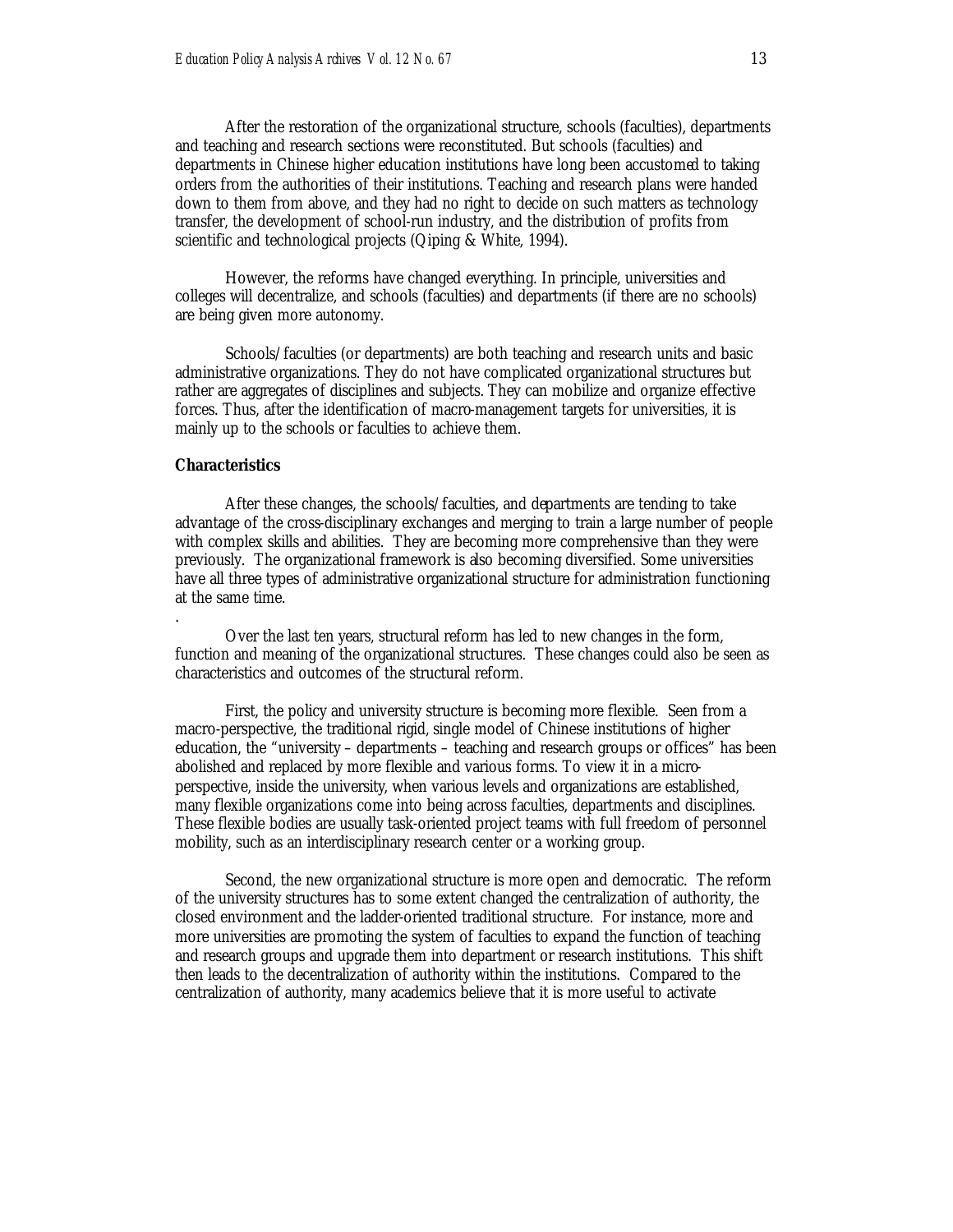After the restoration of the organizational structure, schools (faculties), departments and teaching and research sections were reconstituted. But schools (faculties) and departments in Chinese higher education institutions have long been accustomed to taking orders from the authorities of their institutions. Teaching and research plans were handed down to them from above, and they had no right to decide on such matters as technology transfer, the development of school-run industry, and the distribution of profits from scientific and technological projects (Qiping & White, 1994).

However, the reforms have changed everything. In principle, universities and colleges will decentralize, and schools (faculties) and departments (if there are no schools) are being given more autonomy.

Schools/faculties (or departments) are both teaching and research units and basic administrative organizations. They do not have complicated organizational structures but rather are aggregates of disciplines and subjects. They can mobilize and organize effective forces. Thus, after the identification of macro-management targets for universities, it is mainly up to the schools or faculties to achieve them.

**Characteristics**

After these changes, the schools/faculties, and departments are tending to take advantage of the cross-disciplinary exchanges and merging to train a large number of people with complex skills and abilities. They are becoming more comprehensive than they were previously. The organizational framework is also becoming diversified. Some universities have all three types of administrative organizational structure for administration functioning at the same time.

.

Over the last ten years, structural reform has led to new changes in the form, function and meaning of the organizational structures. These changes could also be seen as characteristics and outcomes of the structural reform.

First, the policy and university structure is becoming more flexible. Seen from a macro-perspective, the traditional rigid, single model of Chinese institutions of higher education, the "university – departments – teaching and research groups or offices" has been abolished and replaced by more flexible and various forms. To view it in a micro-perspective, inside the university, when various levels and organizations are established, many flexible organizations come into being across faculties, departments and disciplines. These flexible bodies are usually task-oriented project teams with full freedom of personnel mobility, such as an interdisciplinary research center or a working group.

Second, the new organizational structure is more open and democratic. The reform of the university structures has to some extent changed the centralization of authority, the closed environment and the ladder-oriented traditional structure. For instance, more and more universities are promoting the system of faculties to expand the function of teaching and research groups and upgrade them into department or research institutions. This shift then leads to the decentralization of authority within the institutions. Compared to the centralization of authority, many academics believe that it is more useful to activate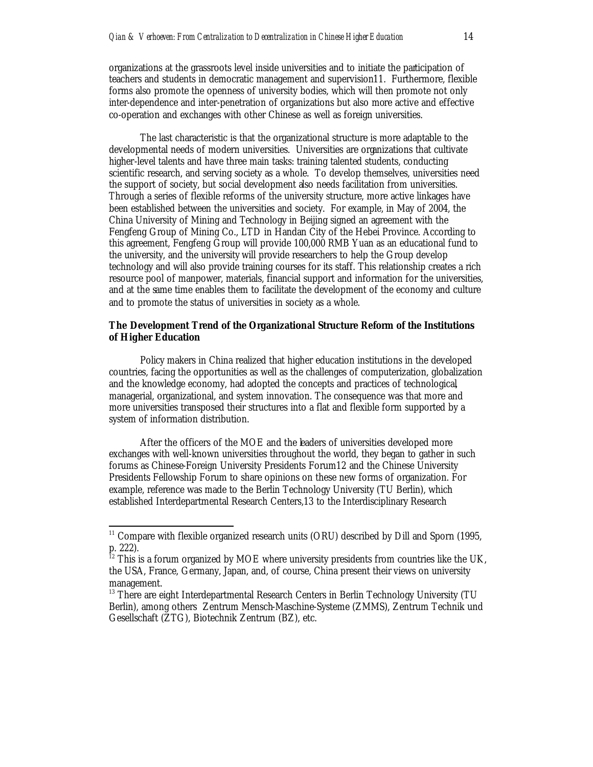organizations at the grassroots level inside universities and to initiate the participation of teachers and students in democratic management and supervision[11]. Furthermore, flexible forms also promote the openness of university bodies, which will then promote not only inter-dependence and inter-penetration of organizations but also more active and effective co-operation and exchanges with other Chinese as well as foreign universities.

The last characteristic is that the organizational structure is more adaptable to the developmental needs of modern universities. Universities are organizations that cultivate higher-level talents and have three main tasks: training talented students, conducting scientific research, and serving society as a whole. To develop themselves, universities need the support of society, but social development also needs facilitation from universities. Through a series of flexible reforms of the university structure, more active linkages have been established between the universities and society. For example, in May of 2004, the China University of Mining and Technology in Beijing signed an agreement with the Fengfeng Group of Mining Co., LTD in Handan City of the Hebei Province. According to this agreement, Fengfeng Group will provide 100,000 RMB Yuan as an educational fund to the university, and the university will provide researchers to help the Group develop technology and will also provide training courses for its staff. This relationship creates a rich resource pool of manpower, materials, financial support and information for the universities, and at the same time enables them to facilitate the development of the economy and culture and to promote the status of universities in society as a whole.

**The Development Trend of the Organizational Structure Reform of the Institutions of Higher Education**

Policy makers in China realized that higher education institutions in the developed countries, facing the opportunities as well as the challenges of computerization, globalization and the knowledge economy, had adopted the concepts and practices of technological, managerial, organizational, and system innovation. The consequence was that more and more universities transposed their structures into a flat and flexible form supported by a system of information distribution.

After the officers of the MOE and the leaders of universities developed more exchanges with well-known universities throughout the world, they began to gather in such forums as Chinese-Foreign University Presidents Forum[12] and the Chinese University Presidents Fellowship Forum to share opinions on these new forms of organization. For example, reference was made to the Berlin Technology University (TU Berlin), which established Interdepartmental Research Centers,[13] to the Interdisciplinary Research

---

[11] Compare with flexible organized research units (ORU) described by Dill and Sporn (1995, p. 222).

[12] This is a forum organized by MOE where university presidents from countries like the UK, the USA, France, Germany, Japan, and, of course, China present their views on university management.

[13] There are eight Interdepartmental Research Centers in Berlin Technology University (TU Berlin), among others Zentrum Mensch-Maschine-Systeme (ZMMS), Zentrum Technik und Gesellschaft (ZTG), Biotechnik Zentrum (BZ), etc.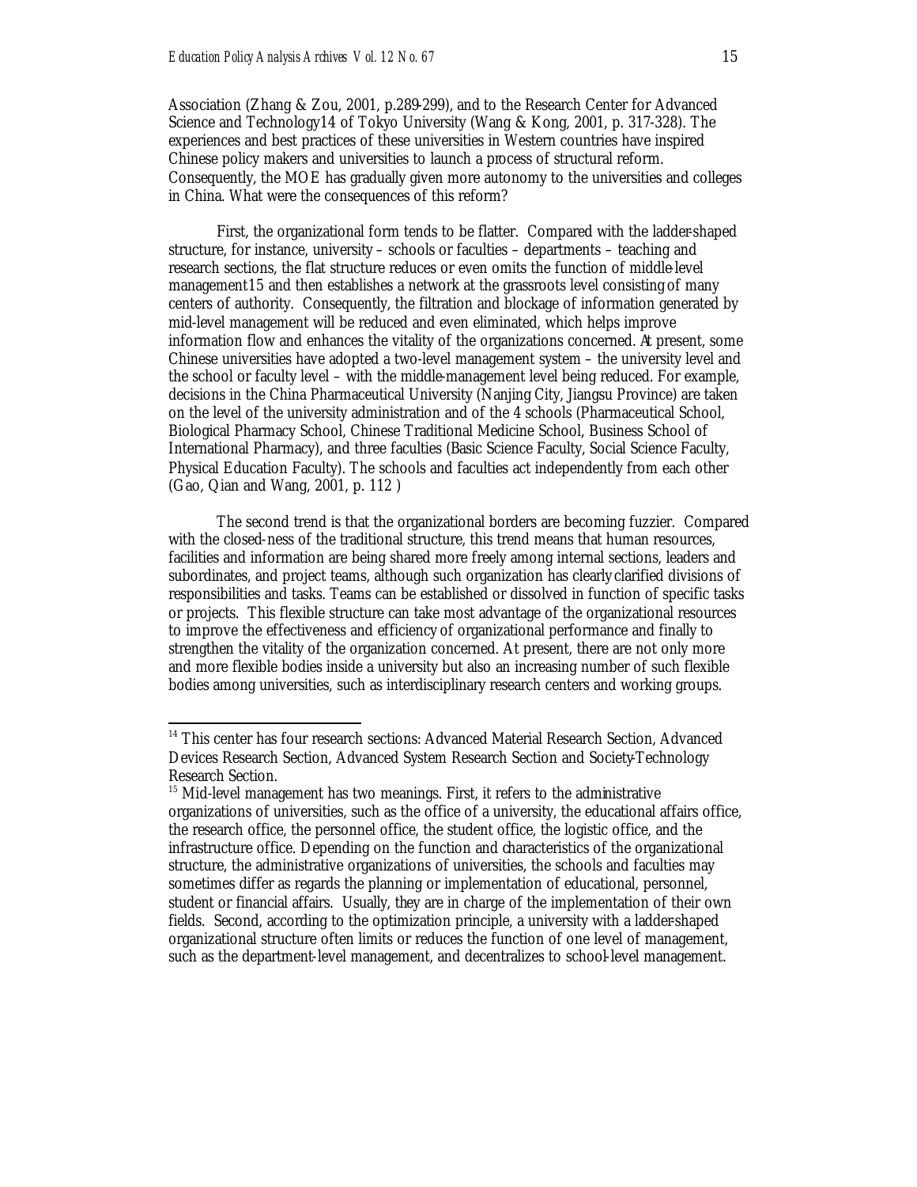Association (Zhang & Zou, 2001, p.289-299), and to the Research Center for Advanced Science and Technology[14] of Tokyo University (Wang & Kong, 2001, p. 317-328). The experiences and best practices of these universities in Western countries have inspired Chinese policy makers and universities to launch a process of structural reform. Consequently, the MOE has gradually given more autonomy to the universities and colleges in China. What were the consequences of this reform?

First, the organizational form tends to be flatter. Compared with the ladder-shaped structure, for instance, university – schools or faculties – departments – teaching and research sections, the flat structure reduces or even omits the function of middle-level management[15] and then establishes a network at the grassroots level consisting of many centers of authority. Consequently, the filtration and blockage of information generated by mid-level management will be reduced and even eliminated, which helps improve information flow and enhances the vitality of the organizations concerned. At present, some Chinese universities have adopted a two-level management system – the university level and the school or faculty level – with the middle-management level being reduced. For example, decisions in the China Pharmaceutical University (Nanjing City, Jiangsu Province) are taken on the level of the university administration and of the 4 schools (Pharmaceutical School, Biological Pharmacy School, Chinese Traditional Medicine School, Business School of International Pharmacy), and three faculties (Basic Science Faculty, Social Science Faculty, Physical Education Faculty). The schools and faculties act independently from each other (Gao, Qian and Wang, 2001, p. 112 )

The second trend is that the organizational borders are becoming fuzzier. Compared with the closed-ness of the traditional structure, this trend means that human resources, facilities and information are being shared more freely among internal sections, leaders and subordinates, and project teams, although such organization has clearly clarified divisions of responsibilities and tasks. Teams can be established or dissolved in function of specific tasks or projects. This flexible structure can take most advantage of the organizational resources to improve the effectiveness and efficiency of organizational performance and finally to strengthen the vitality of the organization concerned. At present, there are not only more and more flexible bodies inside a university but also an increasing number of such flexible bodies among universities, such as interdisciplinary research centers and working groups.

---

[14] This center has four research sections: Advanced Material Research Section, Advanced Devices Research Section, Advanced System Research Section and Society-Technology Research Section.

[15] Mid-level management has two meanings. First, it refers to the administrative organizations of universities, such as the office of a university, the educational affairs office, the research office, the personnel office, the student office, the logistic office, and the infrastructure office. Depending on the function and characteristics of the organizational structure, the administrative organizations of universities, the schools and faculties may sometimes differ as regards the planning or implementation of educational, personnel, student or financial affairs. Usually, they are in charge of the implementation of their own fields. Second, according to the optimization principle, a university with a ladder-shaped organizational structure often limits or reduces the function of one level of management, such as the department-level management, and decentralizes to school-level management.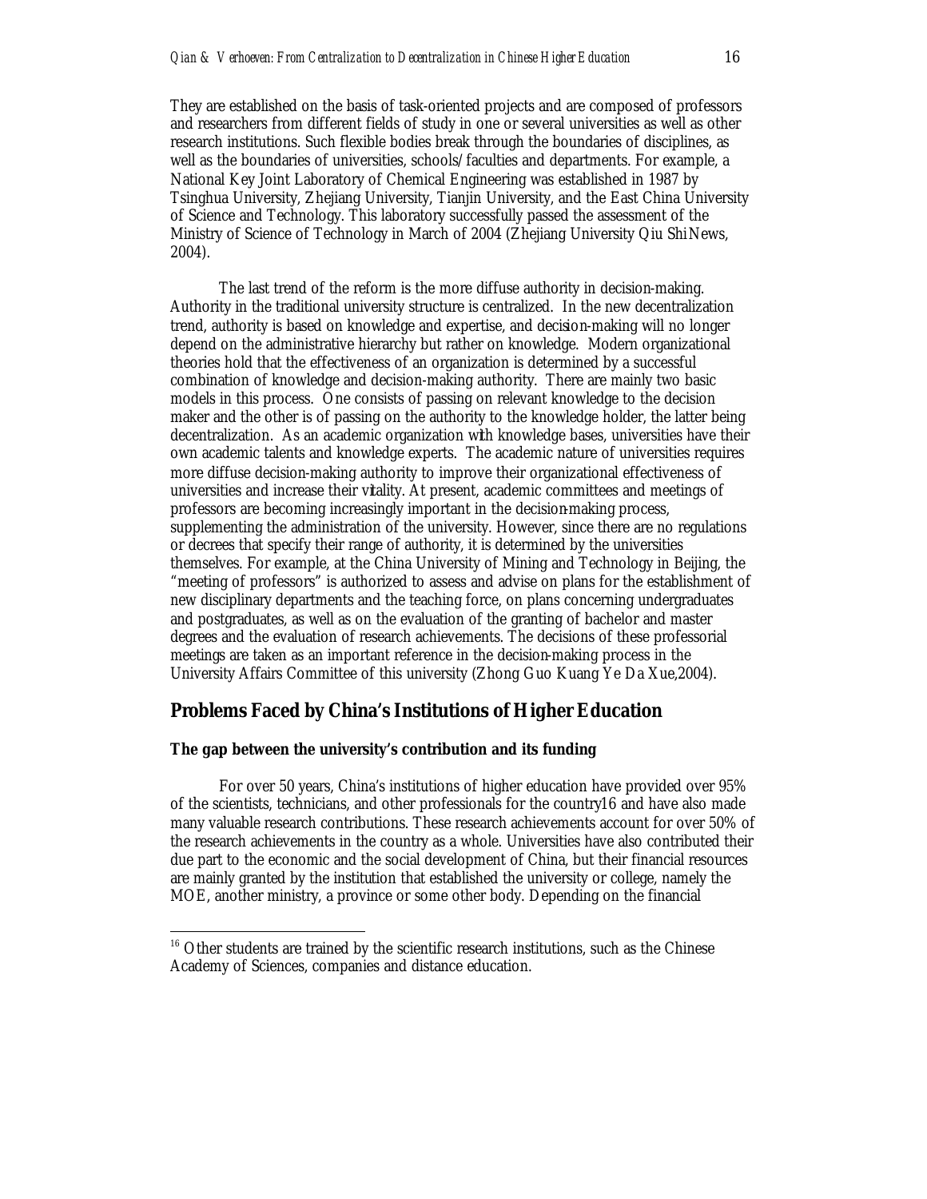They are established on the basis of task-oriented projects and are composed of professors and researchers from different fields of study in one or several universities as well as other research institutions. Such flexible bodies break through the boundaries of disciplines, as well as the boundaries of universities, schools/faculties and departments. For example, a National Key Joint Laboratory of Chemical Engineering was established in 1987 by Tsinghua University, Zhejiang University, Tianjin University, and the East China University of Science and Technology. This laboratory successfully passed the assessment of the Ministry of Science of Technology in March of 2004 (Zhejiang University Qiu Shi News, 2004).

The last trend of the reform is the more diffuse authority in decision-making. Authority in the traditional university structure is centralized. In the new decentralization trend, authority is based on knowledge and expertise, and decision-making will no longer depend on the administrative hierarchy but rather on knowledge. Modern organizational theories hold that the effectiveness of an organization is determined by a successful combination of knowledge and decision-making authority. There are mainly two basic models in this process. One consists of passing on relevant knowledge to the decision maker and the other is of passing on the authority to the knowledge holder, the latter being decentralization. As an academic organization with knowledge bases, universities have their own academic talents and knowledge experts. The academic nature of universities requires more diffuse decision-making authority to improve their organizational effectiveness of universities and increase their vitality. At present, academic committees and meetings of professors are becoming increasingly important in the decision-making process, supplementing the administration of the university. However, since there are no regulations or decrees that specify their range of authority, it is determined by the universities themselves. For example, at the China University of Mining and Technology in Beijing, the "meeting of professors" is authorized to assess and advise on plans for the establishment of new disciplinary departments and the teaching force, on plans concerning undergraduates and postgraduates, as well as on the evaluation of the granting of bachelor and master degrees and the evaluation of research achievements. The decisions of these professorial meetings are taken as an important reference in the decision-making process in the University Affairs Committee of this university (Zhong Guo Kuang Ye Da Xue,2004).

## Problems Faced by China's Institutions of Higher Education

### The gap between the university's contribution and its funding

For over 50 years, China's institutions of higher education have provided over 95% of the scientists, technicians, and other professionals for the country[16] and have also made many valuable research contributions. These research achievements account for over 50% of the research achievements in the country as a whole. Universities have also contributed their due part to the economic and the social development of China, but their financial resources are mainly granted by the institution that established the university or college, namely the MOE, another ministry, a province or some other body. Depending on the financial

[16] Other students are trained by the scientific research institutions, such as the Chinese Academy of Sciences, companies and distance education.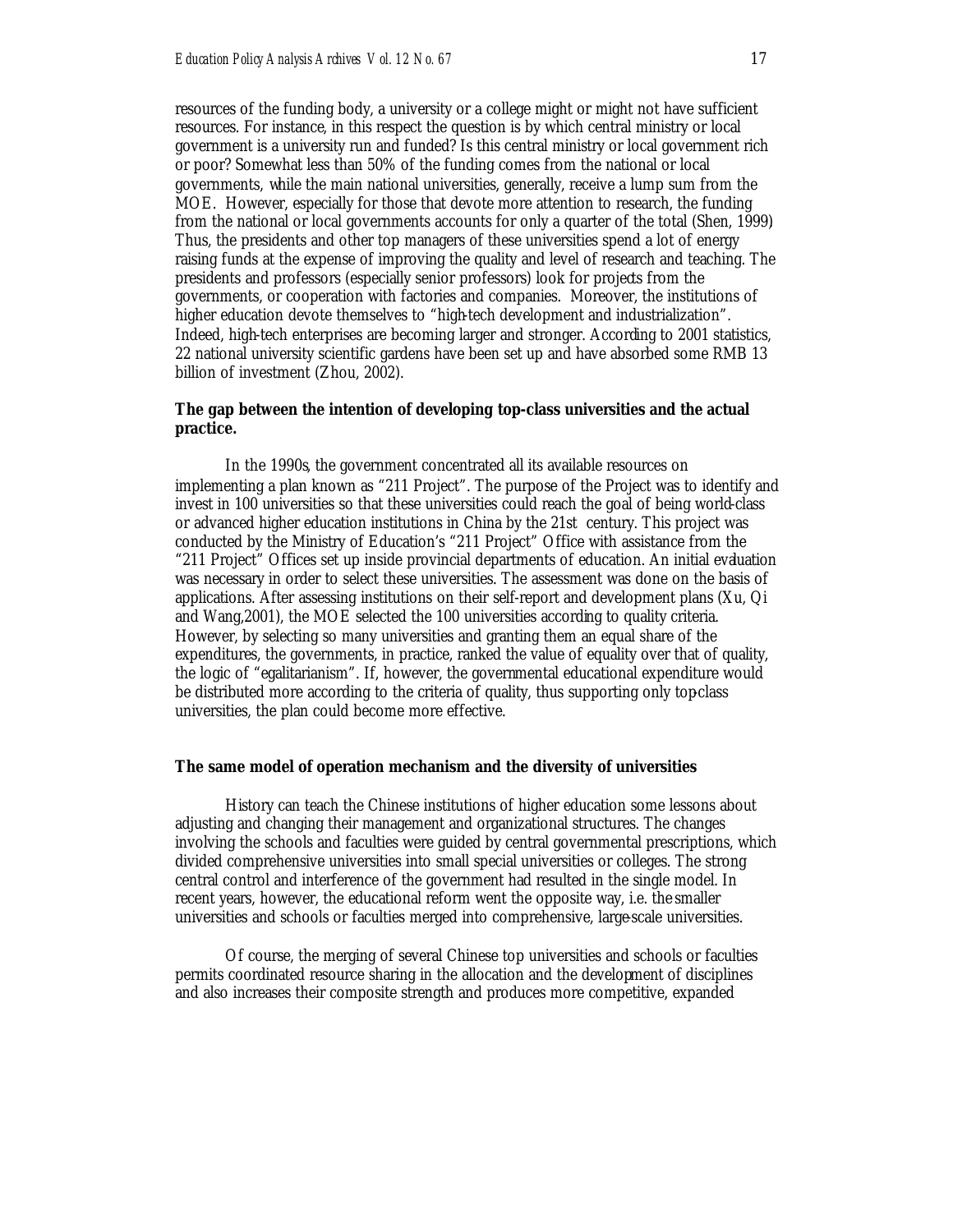resources of the funding body, a university or a college might or might not have sufficient resources. For instance, in this respect the question is by which central ministry or local government is a university run and funded? Is this central ministry or local government rich or poor? Somewhat less than 50% of the funding comes from the national or local governments, while the main national universities, generally, receive a lump sum from the MOE. However, especially for those that devote more attention to research, the funding from the national or local governments accounts for only a quarter of the total (Shen, 1999) Thus, the presidents and other top managers of these universities spend a lot of energy raising funds at the expense of improving the quality and level of research and teaching. The presidents and professors (especially senior professors) look for projects from the governments, or cooperation with factories and companies. Moreover, the institutions of higher education devote themselves to "high-tech development and industrialization". Indeed, high-tech enterprises are becoming larger and stronger. According to 2001 statistics, 22 national university scientific gardens have been set up and have absorbed some RMB 13 billion of investment (Zhou, 2002).

**The gap between the intention of developing top-class universities and the actual practice.**

In the 1990s, the government concentrated all its available resources on implementing a plan known as "211 Project". The purpose of the Project was to identify and invest in 100 universities so that these universities could reach the goal of being world-class or advanced higher education institutions in China by the 21st century. This project was conducted by the Ministry of Education's "211 Project" Office with assistance from the "211 Project" Offices set up inside provincial departments of education. An initial evaluation was necessary in order to select these universities. The assessment was done on the basis of applications. After assessing institutions on their self-report and development plans (Xu, Qi and Wang,2001), the MOE selected the 100 universities according to quality criteria. However, by selecting so many universities and granting them an equal share of the expenditures, the governments, in practice, ranked the value of equality over that of quality, the logic of "egalitarianism". If, however, the governmental educational expenditure would be distributed more according to the criteria of quality, thus supporting only top-class universities, the plan could become more effective.

**The same model of operation mechanism and the diversity of universities**

History can teach the Chinese institutions of higher education some lessons about adjusting and changing their management and organizational structures. The changes involving the schools and faculties were guided by central governmental prescriptions, which divided comprehensive universities into small special universities or colleges. The strong central control and interference of the government had resulted in the single model. In recent years, however, the educational reform went the opposite way, i.e. the smaller universities and schools or faculties merged into comprehensive, large-scale universities.

Of course, the merging of several Chinese top universities and schools or faculties permits coordinated resource sharing in the allocation and the development of disciplines and also increases their composite strength and produces more competitive, expanded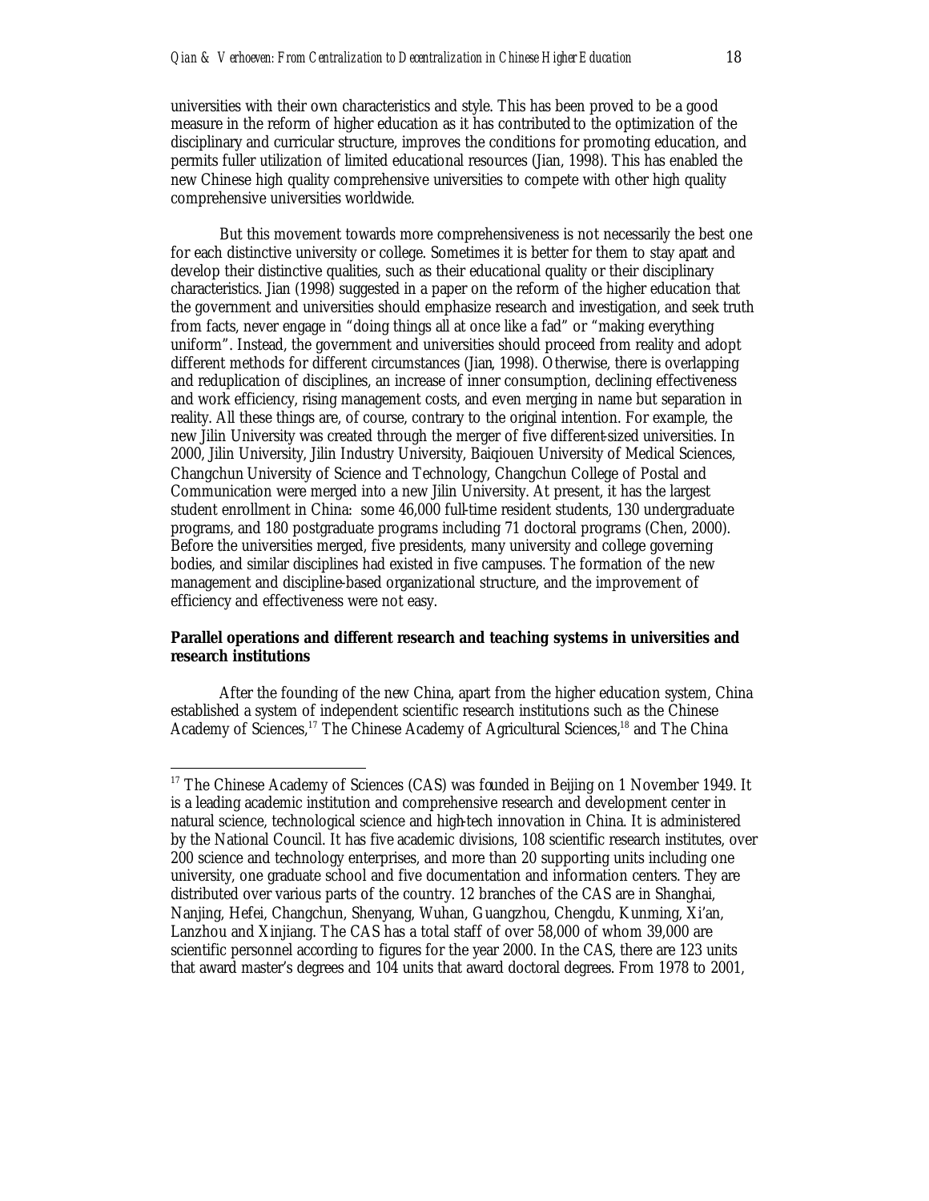universities with their own characteristics and style. This has been proved to be a good measure in the reform of higher education as it has contributed to the optimization of the disciplinary and curricular structure, improves the conditions for promoting education, and permits fuller utilization of limited educational resources (Jian, 1998). This has enabled the new Chinese high quality comprehensive universities to compete with other high quality comprehensive universities worldwide.

But this movement towards more comprehensiveness is not necessarily the best one for each distinctive university or college. Sometimes it is better for them to stay apart and develop their distinctive qualities, such as their educational quality or their disciplinary characteristics. Jian (1998) suggested in a paper on the reform of the higher education that the government and universities should emphasize research and investigation, and seek truth from facts, never engage in "doing things all at once like a fad" or "making everything uniform". Instead, the government and universities should proceed from reality and adopt different methods for different circumstances (Jian, 1998). Otherwise, there is overlapping and reduplication of disciplines, an increase of inner consumption, declining effectiveness and work efficiency, rising management costs, and even merging in name but separation in reality. All these things are, of course, contrary to the original intention. For example, the new Jilin University was created through the merger of five different-sized universities. In 2000, Jilin University, Jilin Industry University, Baiqiouen University of Medical Sciences, Changchun University of Science and Technology, Changchun College of Postal and Communication were merged into a new Jilin University. At present, it has the largest student enrollment in China: some 46,000 full-time resident students, 130 undergraduate programs, and 180 postgraduate programs including 71 doctoral programs (Chen, 2000). Before the universities merged, five presidents, many university and college governing bodies, and similar disciplines had existed in five campuses. The formation of the new management and discipline-based organizational structure, and the improvement of efficiency and effectiveness were not easy.

**Parallel operations and different research and teaching systems in universities and research institutions**

After the founding of the new China, apart from the higher education system, China established a system of independent scientific research institutions such as the Chinese Academy of Sciences,[17] The Chinese Academy of Agricultural Sciences,[18] and The China

---

[17] The Chinese Academy of Sciences (CAS) was founded in Beijing on 1 November 1949. It is a leading academic institution and comprehensive research and development center in natural science, technological science and high-tech innovation in China. It is administered by the National Council. It has five academic divisions, 108 scientific research institutes, over 200 science and technology enterprises, and more than 20 supporting units including one university, one graduate school and five documentation and information centers. They are distributed over various parts of the country. 12 branches of the CAS are in Shanghai, Nanjing, Hefei, Changchun, Shenyang, Wuhan, Guangzhou, Chengdu, Kunming, Xi'an, Lanzhou and Xinjiang. The CAS has a total staff of over 58,000 of whom 39,000 are scientific personnel according to figures for the year 2000. In the CAS, there are 123 units that award master's degrees and 104 units that award doctoral degrees. From 1978 to 2001,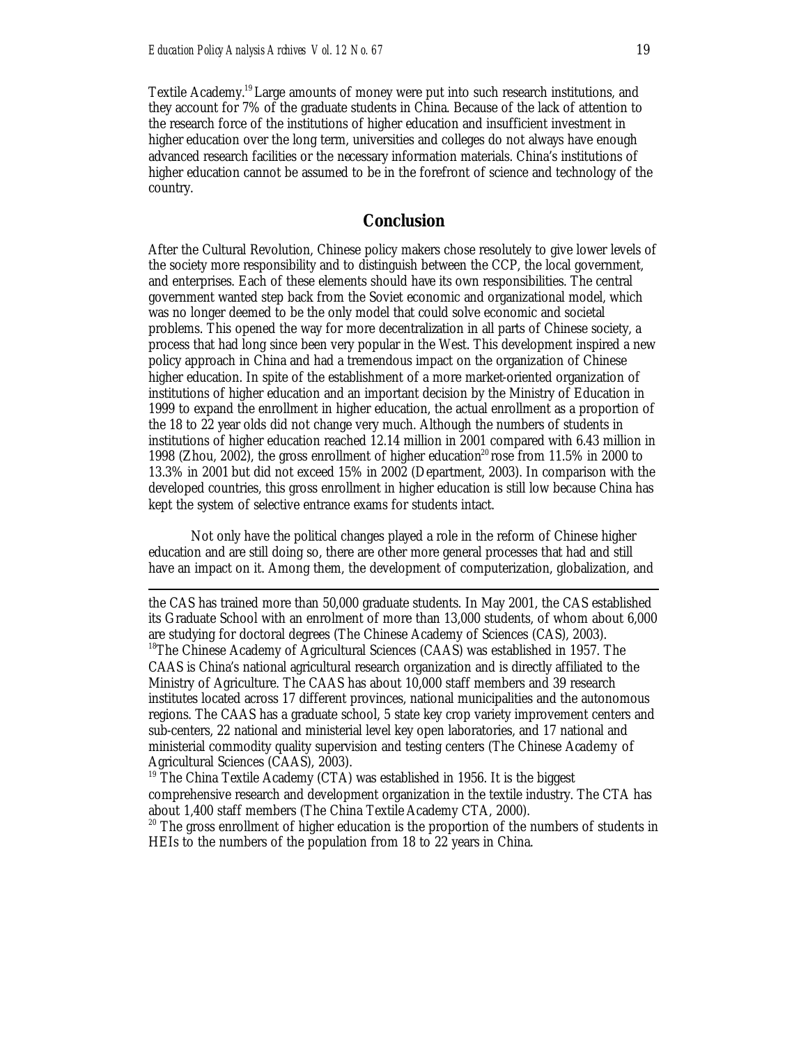Textile Academy.[19] Large amounts of money were put into such research institutions, and they account for 7% of the graduate students in China. Because of the lack of attention to the research force of the institutions of higher education and insufficient investment in higher education over the long term, universities and colleges do not always have enough advanced research facilities or the necessary information materials. China's institutions of higher education cannot be assumed to be in the forefront of science and technology of the country.

## Conclusion

After the Cultural Revolution, Chinese policy makers chose resolutely to give lower levels of the society more responsibility and to distinguish between the CCP, the local government, and enterprises. Each of these elements should have its own responsibilities. The central government wanted step back from the Soviet economic and organizational model, which was no longer deemed to be the only model that could solve economic and societal problems. This opened the way for more decentralization in all parts of Chinese society, a process that had long since been very popular in the West. This development inspired a new policy approach in China and had a tremendous impact on the organization of Chinese higher education. In spite of the establishment of a more market-oriented organization of institutions of higher education and an important decision by the Ministry of Education in 1999 to expand the enrollment in higher education, the actual enrollment as a proportion of the 18 to 22 year olds did not change very much. Although the numbers of students in institutions of higher education reached 12.14 million in 2001 compared with 6.43 million in 1998 (Zhou, 2002), the gross enrollment of higher education[20] rose from 11.5% in 2000 to 13.3% in 2001 but did not exceed 15% in 2002 (Department, 2003). In comparison with the developed countries, this gross enrollment in higher education is still low because China has kept the system of selective entrance exams for students intact.

Not only have the political changes played a role in the reform of Chinese higher education and are still doing so, there are other more general processes that had and still have an impact on it. Among them, the development of computerization, globalization, and

---

the CAS has trained more than 50,000 graduate students. In May 2001, the CAS established its Graduate School with an enrolment of more than 13,000 students, of whom about 6,000 are studying for doctoral degrees (The Chinese Academy of Sciences (CAS), 2003).

[18] The Chinese Academy of Agricultural Sciences (CAAS) was established in 1957. The CAAS is China's national agricultural research organization and is directly affiliated to the Ministry of Agriculture. The CAAS has about 10,000 staff members and 39 research institutes located across 17 different provinces, national municipalities and the autonomous regions. The CAAS has a graduate school, 5 state key crop variety improvement centers and sub-centers, 22 national and ministerial level key open laboratories, and 17 national and ministerial commodity quality supervision and testing centers (The Chinese Academy of Agricultural Sciences (CAAS), 2003).

[19] The China Textile Academy (CTA) was established in 1956. It is the biggest comprehensive research and development organization in the textile industry. The CTA has about 1,400 staff members (The China Textile Academy CTA, 2000).

[20] The gross enrollment of higher education is the proportion of the numbers of students in HEIs to the numbers of the population from 18 to 22 years in China.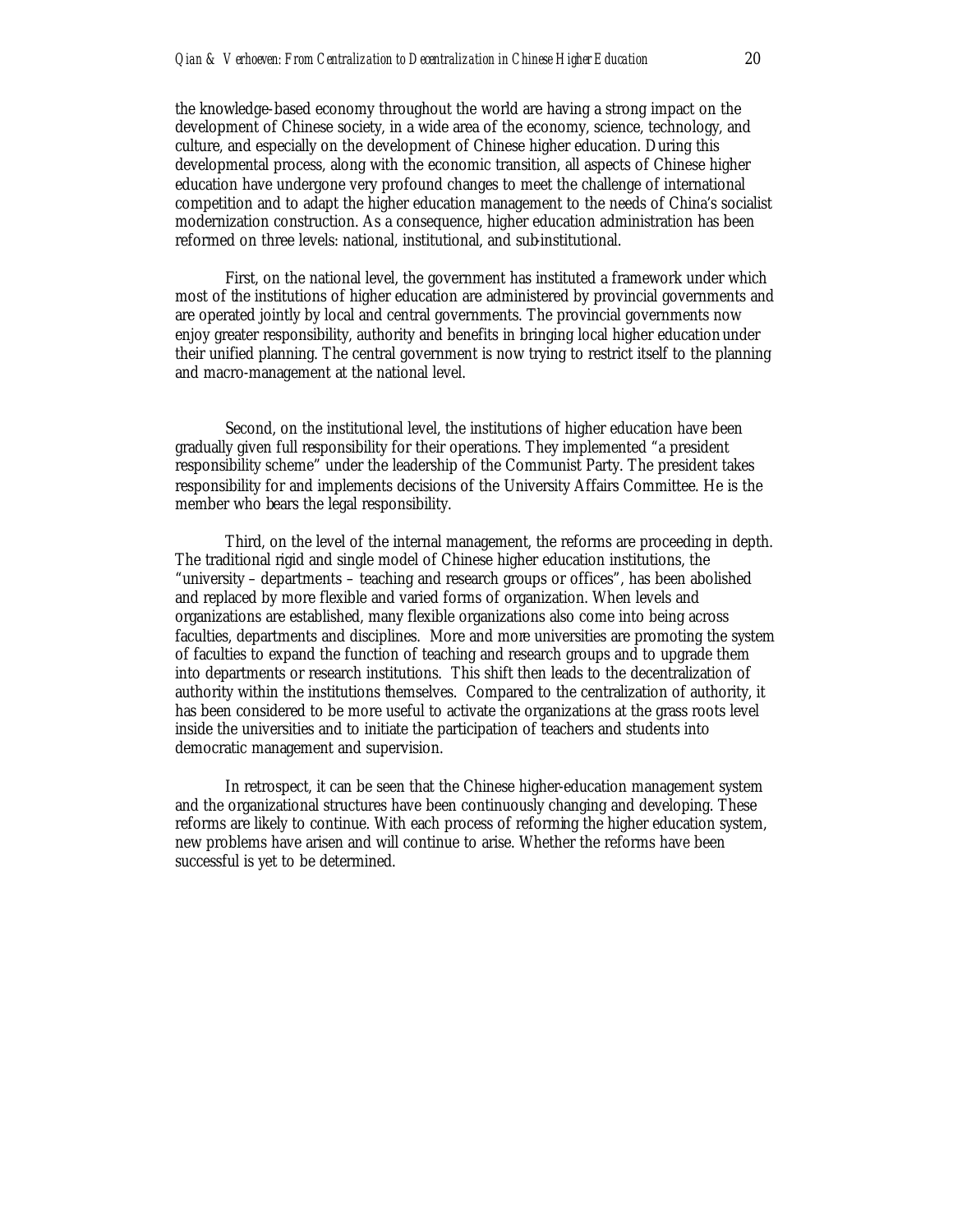the knowledge-based economy throughout the world are having a strong impact on the development of Chinese society, in a wide area of the economy, science, technology, and culture, and especially on the development of Chinese higher education. During this developmental process, along with the economic transition, all aspects of Chinese higher education have undergone very profound changes to meet the challenge of international competition and to adapt the higher education management to the needs of China's socialist modernization construction. As a consequence, higher education administration has been reformed on three levels: national, institutional, and sub-institutional.

First, on the national level, the government has instituted a framework under which most of the institutions of higher education are administered by provincial governments and are operated jointly by local and central governments. The provincial governments now enjoy greater responsibility, authority and benefits in bringing local higher education under their unified planning. The central government is now trying to restrict itself to the planning and macro-management at the national level.

Second, on the institutional level, the institutions of higher education have been gradually given full responsibility for their operations. They implemented "a president responsibility scheme" under the leadership of the Communist Party. The president takes responsibility for and implements decisions of the University Affairs Committee. He is the member who bears the legal responsibility.

Third, on the level of the internal management, the reforms are proceeding in depth. The traditional rigid and single model of Chinese higher education institutions, the "university – departments – teaching and research groups or offices", has been abolished and replaced by more flexible and varied forms of organization. When levels and organizations are established, many flexible organizations also come into being across faculties, departments and disciplines. More and more universities are promoting the system of faculties to expand the function of teaching and research groups and to upgrade them into departments or research institutions. This shift then leads to the decentralization of authority within the institutions themselves. Compared to the centralization of authority, it has been considered to be more useful to activate the organizations at the grass roots level inside the universities and to initiate the participation of teachers and students into democratic management and supervision.

In retrospect, it can be seen that the Chinese higher-education management system and the organizational structures have been continuously changing and developing. These reforms are likely to continue. With each process of reforming the higher education system, new problems have arisen and will continue to arise. Whether the reforms have been successful is yet to be determined.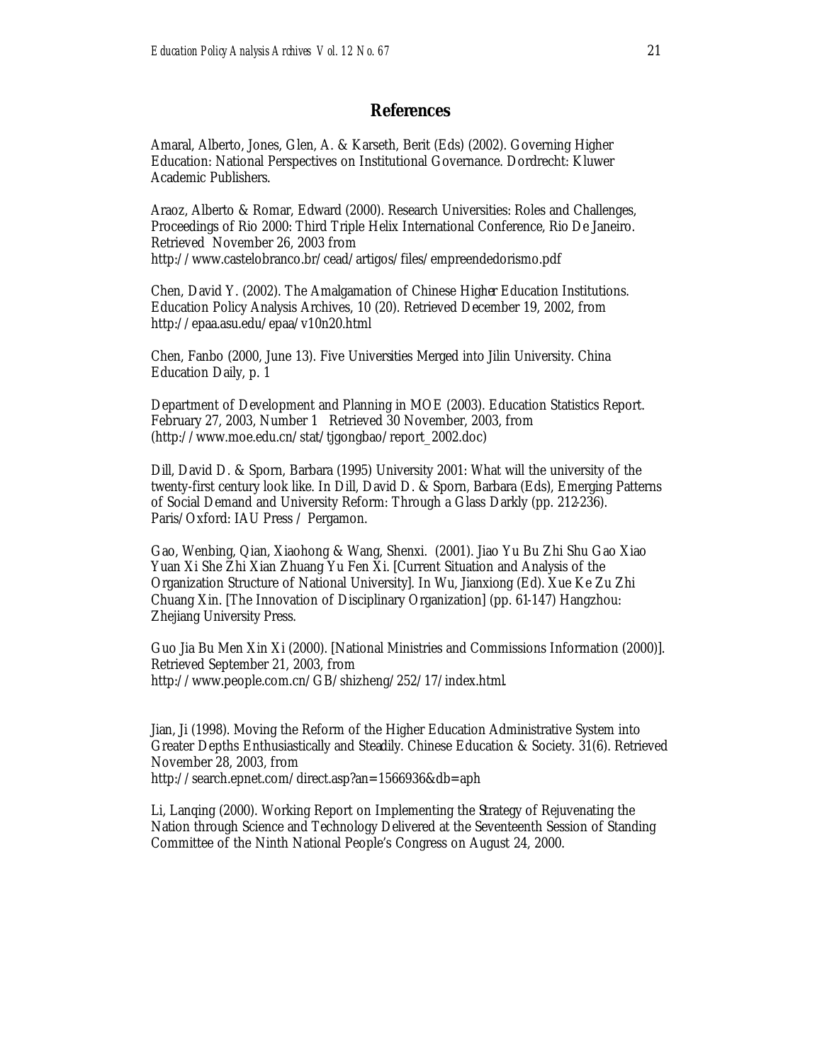## References

Amaral, Alberto, Jones, Glen, A. & Karseth, Berit (Eds) (2002). Governing Higher Education: National Perspectives on Institutional Governance. Dordrecht: Kluwer Academic Publishers.

Araoz, Alberto & Romar, Edward (2000). Research Universities: Roles and Challenges, Proceedings of Rio 2000: Third Triple Helix International Conference, Rio De Janeiro. Retrieved November 26, 2003 from http://www.castelobranco.br/cead/artigos/files/empreendedorismo.pdf

Chen, David Y. (2002). The Amalgamation of Chinese Higher Education Institutions. Education Policy Analysis Archives, 10 (20). Retrieved December 19, 2002, from http://epaa.asu.edu/epaa/v10n20.html

Chen, Fanbo (2000, June 13). Five Universities Merged into Jilin University. China Education Daily, p. 1

Department of Development and Planning in MOE (2003). Education Statistics Report. February 27, 2003, Number 1 Retrieved 30 November, 2003, from (http://www.moe.edu.cn/stat/tjgongbao/report_2002.doc)

Dill, David D. & Sporn, Barbara (1995) University 2001: What will the university of the twenty-first century look like. In Dill, David D. & Sporn, Barbara (Eds), Emerging Patterns of Social Demand and University Reform: Through a Glass Darkly (pp. 212-236). Paris/Oxford: IAU Press / Pergamon.

Gao, Wenbing, Qian, Xiaohong & Wang, Shenxi. (2001). Jiao Yu Bu Zhi Shu Gao Xiao Yuan Xi She Zhi Xian Zhuang Yu Fen Xi. [Current Situation and Analysis of the Organization Structure of National University]. In Wu, Jianxiong (Ed). Xue Ke Zu Zhi Chuang Xin. [The Innovation of Disciplinary Organization] (pp. 61-147) Hangzhou: Zhejiang University Press.

Guo Jia Bu Men Xin Xi (2000). [National Ministries and Commissions Information (2000)]. Retrieved September 21, 2003, from http://www.people.com.cn/GB/shizheng/252/17/index.html.

Jian, Ji (1998). Moving the Reform of the Higher Education Administrative System into Greater Depths Enthusiastically and Steadily. Chinese Education & Society. 31(6). Retrieved November 28, 2003, from http://search.epnet.com/direct.asp?an=1566936&db=aph

Li, Lanqing (2000). Working Report on Implementing the Strategy of Rejuvenating the Nation through Science and Technology Delivered at the Seventeenth Session of Standing Committee of the Ninth National People's Congress on August 24, 2000.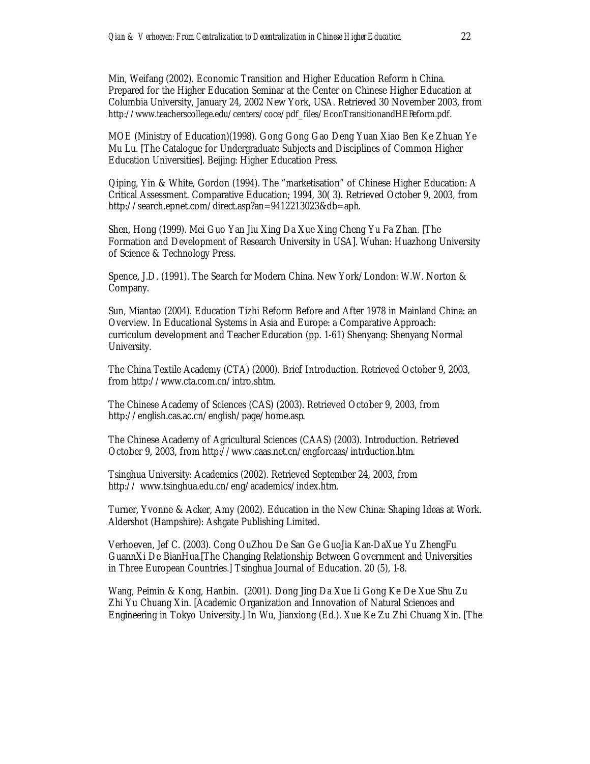Min, Weifang (2002). Economic Transition and Higher Education Reform in China. Prepared for the Higher Education Seminar at the Center on Chinese Higher Education at Columbia University, January 24, 2002 New York, USA. Retrieved 30 November 2003, from http://www.teacherscollege.edu/centers/coce/pdf_files/EconTransitionandHEReform.pdf.

MOE (Ministry of Education)(1998). Gong Gong Gao Deng Yuan Xiao Ben Ke Zhuan Ye Mu Lu. [The Catalogue for Undergraduate Subjects and Disciplines of Common Higher Education Universities]. Beijing: Higher Education Press.

Qiping, Yin & White, Gordon (1994). The "marketisation" of Chinese Higher Education: A Critical Assessment. Comparative Education; 1994, 30( 3). Retrieved October 9, 2003, from http://search.epnet.com/direct.asp?an=9412213023&db=aph.

Shen, Hong (1999). Mei Guo Yan Jiu Xing Da Xue Xing Cheng Yu Fa Zhan. [The Formation and Development of Research University in USA]. Wuhan: Huazhong University of Science & Technology Press.

Spence, J.D. (1991). The Search for Modern China. New York/London: W.W. Norton & Company.

Sun, Miantao (2004). Education Tizhi Reform Before and After 1978 in Mainland China: an Overview. In Educational Systems in Asia and Europe: a Comparative Approach: curriculum development and Teacher Education (pp. 1-61) Shenyang: Shenyang Normal University.

The China Textile Academy (CTA) (2000). Brief Introduction. Retrieved October 9, 2003, from http://www.cta.com.cn/intro.shtm.

The Chinese Academy of Sciences (CAS) (2003). Retrieved October 9, 2003, from http://english.cas.ac.cn/english/page/home.asp.

The Chinese Academy of Agricultural Sciences (CAAS) (2003). Introduction. Retrieved October 9, 2003, from http://www.caas.net.cn/engforcaas/intrduction.htm.

Tsinghua University: Academics (2002). Retrieved September 24, 2003, from http:// www.tsinghua.edu.cn/eng/academics/index.htm.

Turner, Yvonne & Acker, Amy (2002). Education in the New China: Shaping Ideas at Work. Aldershot (Hampshire): Ashgate Publishing Limited.

Verhoeven, Jef C. (2003). Cong OuZhou De San Ge GuoJia Kan-DaXue Yu ZhengFu GuannXi De BianHua.[The Changing Relationship Between Government and Universities in Three European Countries.] Tsinghua Journal of Education. 20 (5), 1-8.

Wang, Peimin & Kong, Hanbin. (2001). Dong Jing Da Xue Li Gong Ke De Xue Shu Zu Zhi Yu Chuang Xin. [Academic Organization and Innovation of Natural Sciences and Engineering in Tokyo University.] In Wu, Jianxiong (Ed.). Xue Ke Zu Zhi Chuang Xin. [The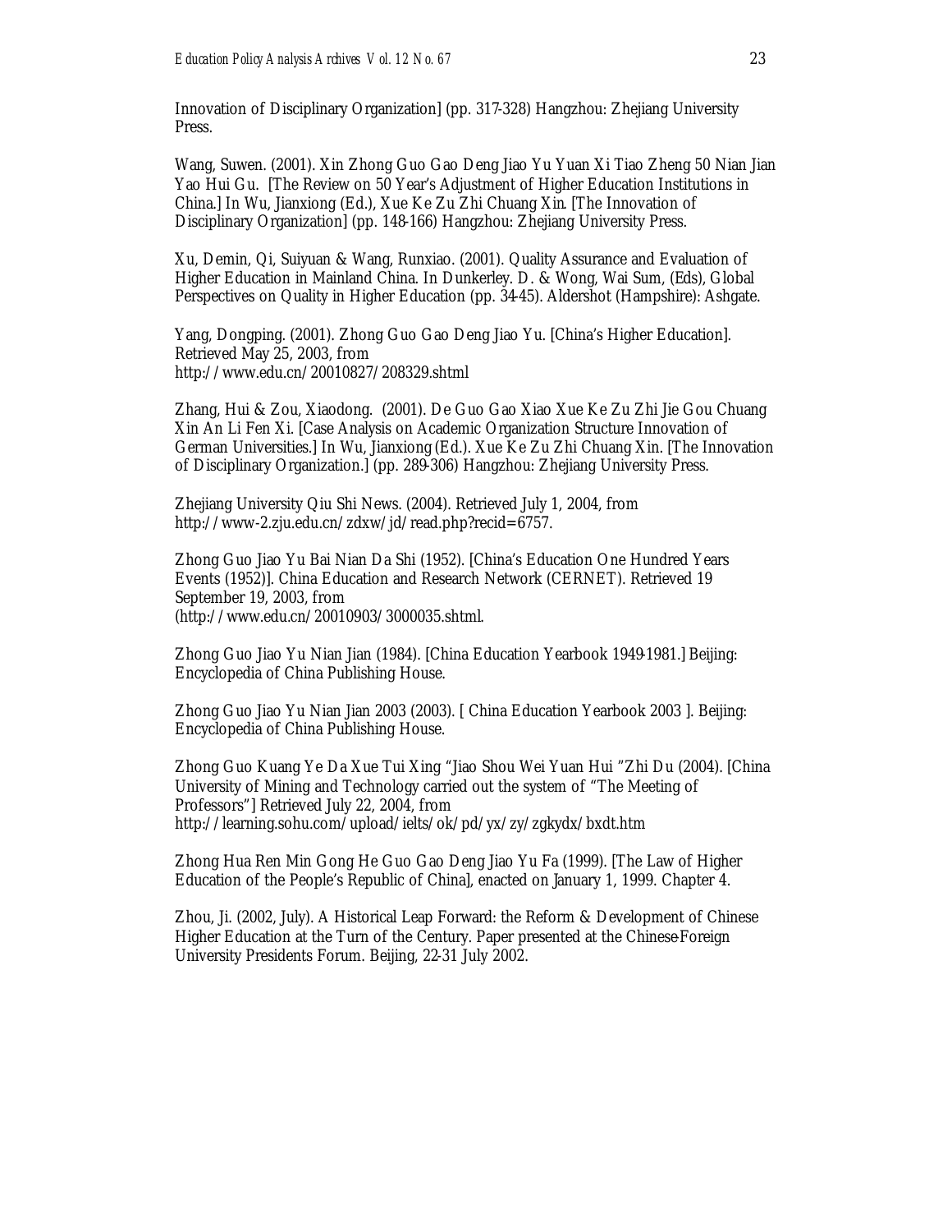Innovation of Disciplinary Organization] (pp. 317-328) Hangzhou: Zhejiang University Press.

Wang, Suwen. (2001). Xin Zhong Guo Gao Deng Jiao Yu Yuan Xi Tiao Zheng 50 Nian Jian Yao Hui Gu. [The Review on 50 Year's Adjustment of Higher Education Institutions in China.] In Wu, Jianxiong (Ed.), Xue Ke Zu Zhi Chuang Xin. [The Innovation of Disciplinary Organization] (pp. 148-166) Hangzhou: Zhejiang University Press.

Xu, Demin, Qi, Suiyuan & Wang, Runxiao. (2001). Quality Assurance and Evaluation of Higher Education in Mainland China. In Dunkerley. D. & Wong, Wai Sum, (Eds), Global Perspectives on Quality in Higher Education (pp. 34-45). Aldershot (Hampshire): Ashgate.

Yang, Dongping. (2001). Zhong Guo Gao Deng Jiao Yu. [China's Higher Education]. Retrieved May 25, 2003, from http://www.edu.cn/20010827/208329.shtml

Zhang, Hui & Zou, Xiaodong. (2001). De Guo Gao Xiao Xue Ke Zu Zhi Jie Gou Chuang Xin An Li Fen Xi. [Case Analysis on Academic Organization Structure Innovation of German Universities.] In Wu, Jianxiong (Ed.). Xue Ke Zu Zhi Chuang Xin. [The Innovation of Disciplinary Organization.] (pp. 289-306) Hangzhou: Zhejiang University Press.

Zhejiang University Qiu Shi News. (2004). Retrieved July 1, 2004, from http://www-2.zju.edu.cn/zdxw/jd/read.php?recid=6757.

Zhong Guo Jiao Yu Bai Nian Da Shi (1952). [China's Education One Hundred Years Events (1952)]. China Education and Research Network (CERNET). Retrieved 19 September 19, 2003, from (http://www.edu.cn/20010903/3000035.shtml.

Zhong Guo Jiao Yu Nian Jian (1984). [China Education Yearbook 1949-1981.] Beijing: Encyclopedia of China Publishing House.

Zhong Guo Jiao Yu Nian Jian 2003 (2003). [ China Education Yearbook 2003 ]. Beijing: Encyclopedia of China Publishing House.

Zhong Guo Kuang Ye Da Xue Tui Xing "Jiao Shou Wei Yuan Hui "Zhi Du (2004). [China University of Mining and Technology carried out the system of "The Meeting of Professors"] Retrieved July 22, 2004, from http://learning.sohu.com/upload/ielts/ok/pd/yx/zy/zgkydx/bxdt.htm

Zhong Hua Ren Min Gong He Guo Gao Deng Jiao Yu Fa (1999). [The Law of Higher Education of the People's Republic of China], enacted on January 1, 1999. Chapter 4.

Zhou, Ji. (2002, July). A Historical Leap Forward: the Reform & Development of Chinese Higher Education at the Turn of the Century. Paper presented at the Chinese-Foreign University Presidents Forum. Beijing, 22-31 July 2002.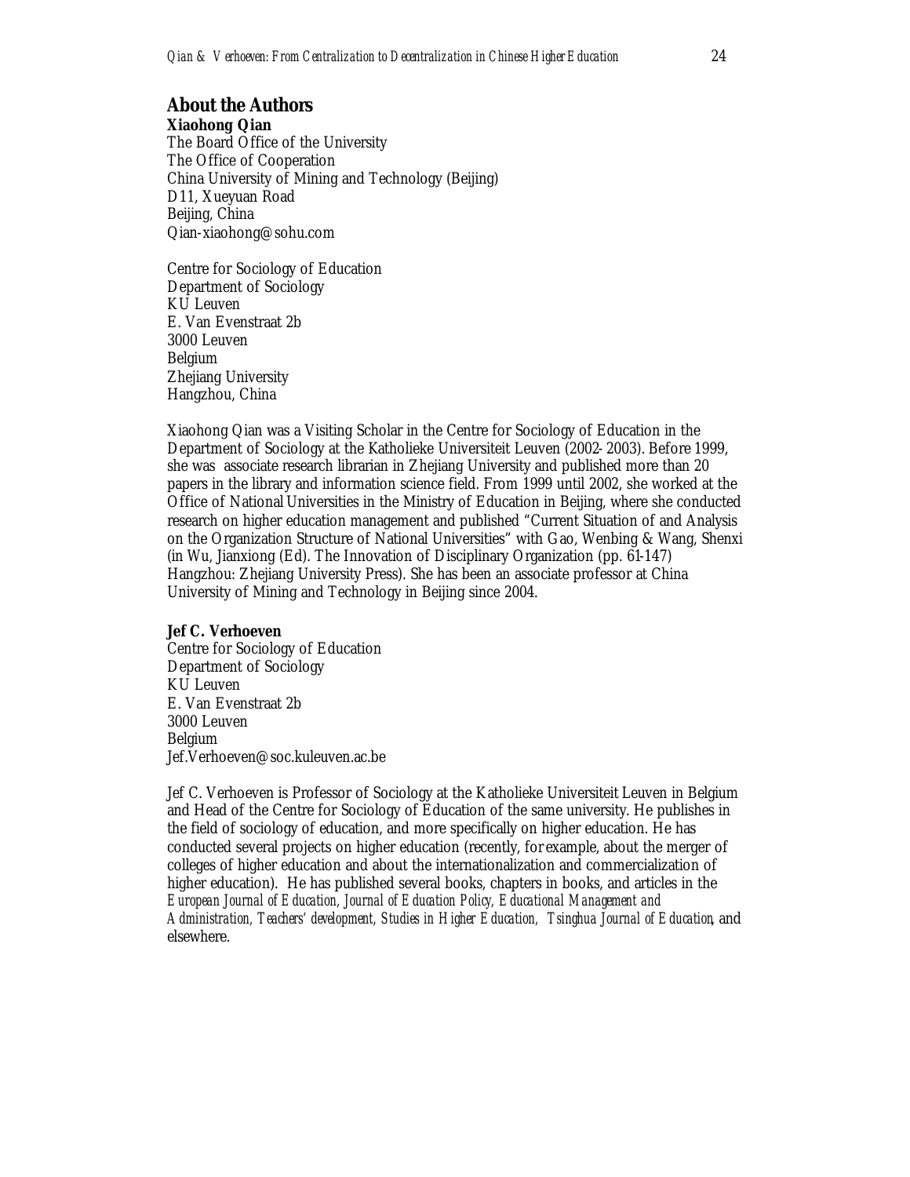## About the Authors

**Xiaohong Qian**
The Board Office of the University
The Office of Cooperation
China University of Mining and Technology (Beijing)
D11, Xueyuan Road
Beijing, China
Qian-xiaohong@sohu.com

Centre for Sociology of Education
Department of Sociology
KU Leuven
E. Van Evenstraat 2b
3000 Leuven
Belgium
Zhejiang University
Hangzhou, China

Xiaohong Qian was a Visiting Scholar in the Centre for Sociology of Education in the Department of Sociology at the Katholieke Universiteit Leuven (2002-2003). Before 1999, she was associate research librarian in Zhejiang University and published more than 20 papers in the library and information science field. From 1999 until 2002, she worked at the Office of National Universities in the Ministry of Education in Beijing, where she conducted research on higher education management and published "Current Situation of and Analysis on the Organization Structure of National Universities" with Gao, Wenbing & Wang, Shenxi (in Wu, Jianxiong (Ed). The Innovation of Disciplinary Organization (pp. 61-147) Hangzhou: Zhejiang University Press). She has been an associate professor at China University of Mining and Technology in Beijing since 2004.

**Jef C. Verhoeven**
Centre for Sociology of Education
Department of Sociology
KU Leuven
E. Van Evenstraat 2b
3000 Leuven
Belgium
Jef.Verhoeven@soc.kuleuven.ac.be

Jef C. Verhoeven is Professor of Sociology at the Katholieke Universiteit Leuven in Belgium and Head of the Centre for Sociology of Education of the same university. He publishes in the field of sociology of education, and more specifically on higher education. He has conducted several projects on higher education (recently, for example, about the merger of colleges of higher education and about the internationalization and commercialization of higher education). He has published several books, chapters in books, and articles in the *European Journal of Education, Journal of Education Policy, Educational Management and Administration, Teachers' development, Studies in Higher Education, Tsinghua Journal of Education*, and elsewhere.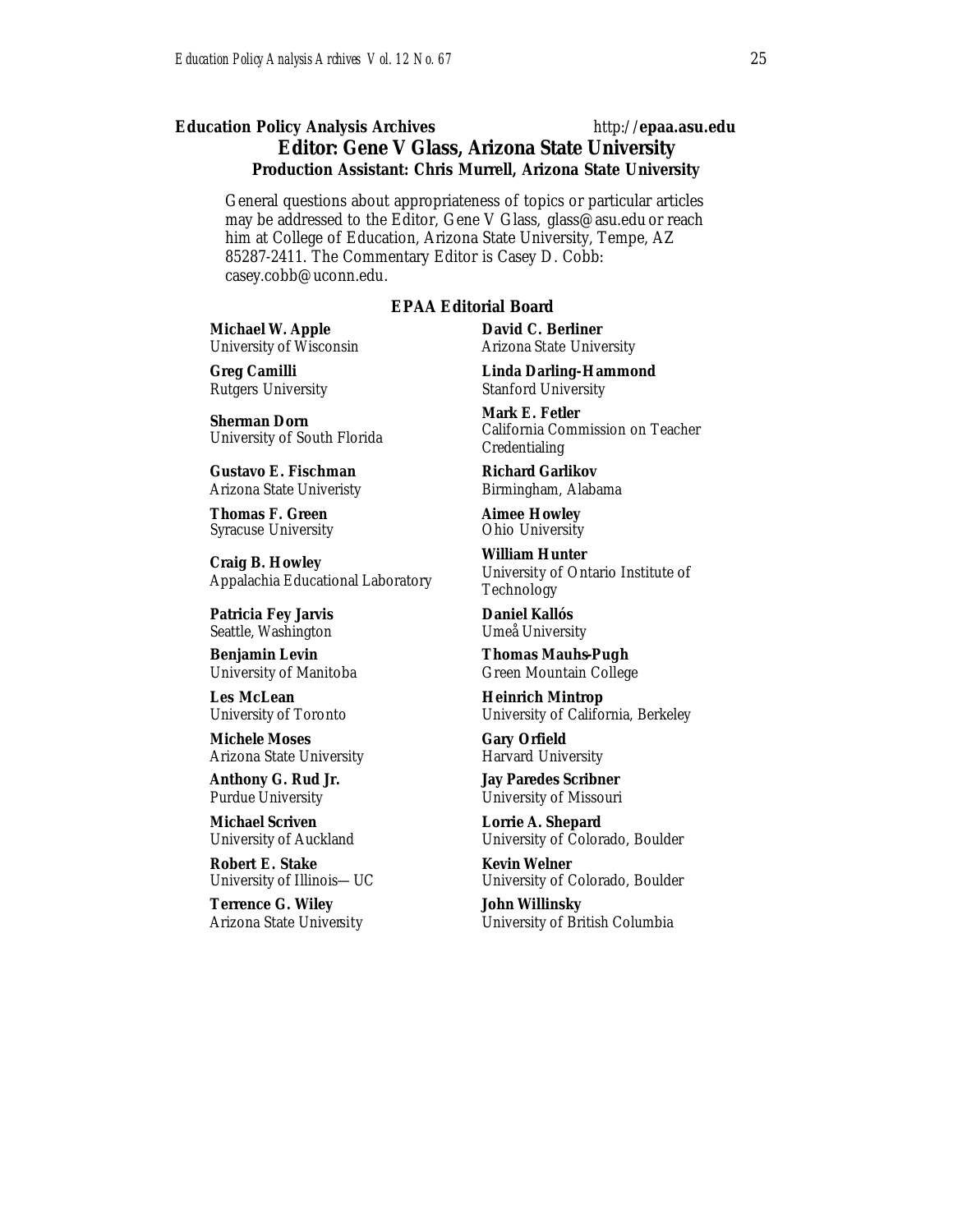**Education Policy Analysis Archives** http://**epaa.asu.edu**

## Editor: Gene V Glass, Arizona State University

### Production Assistant: Chris Murrell, Arizona State University

General questions about appropriateness of topics or particular articles may be addressed to the Editor, Gene V Glass, glass@asu.edu or reach him at College of Education, Arizona State University, Tempe, AZ 85287-2411. The Commentary Editor is Casey D. Cobb: casey.cobb@uconn.edu.

### EPAA Editorial Board

**Michael W. Apple**
University of Wisconsin

**David C. Berliner**
Arizona State University

**Greg Camilli**
Rutgers University

**Linda Darling-Hammond**
Stanford University

**Sherman Dorn**
University of South Florida

**Mark E. Fetler**
California Commission on Teacher Credentialing

**Gustavo E. Fischman**
Arizona State Univeristy

**Richard Garlikov**
Birmingham, Alabama

**Thomas F. Green**
Syracuse University

**Aimee Howley**
Ohio University

**Craig B. Howley**
Appalachia Educational Laboratory

**William Hunter**
University of Ontario Institute of Technology

**Patricia Fey Jarvis**
Seattle, Washington

**Daniel Kallós**
Umeå University

**Benjamin Levin**
University of Manitoba

**Thomas Mauhs-Pugh**
Green Mountain College

**Les McLean**
University of Toronto

**Heinrich Mintrop**
University of California, Berkeley

**Michele Moses**
Arizona State University

**Gary Orfield**
Harvard University

**Anthony G. Rud Jr.**
Purdue University

**Jay Paredes Scribner**
University of Missouri

**Michael Scriven**
University of Auckland

**Lorrie A. Shepard**
University of Colorado, Boulder

**Robert E. Stake**
University of Illinois—UC

**Kevin Welner**
University of Colorado, Boulder

**Terrence G. Wiley**
Arizona State University

**John Willinsky**
University of British Columbia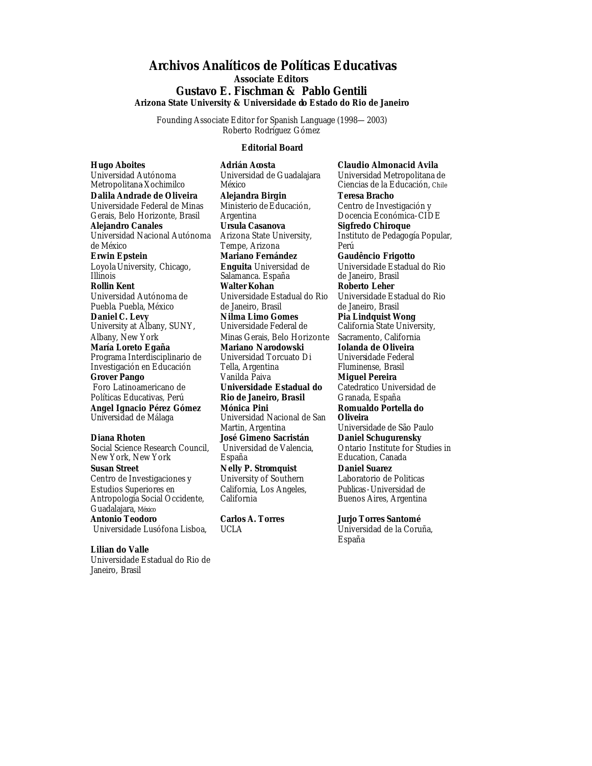# Archivos Analíticos de Políticas Educativas

**Associate Editors**

## Gustavo E. Fischman & Pablo Gentili

**Arizona State University & Universidade do Estado do Rio de Janeiro**

Founding Associate Editor for Spanish Language (1998—2003)
Roberto Rodríguez Gómez

**Editorial Board**

**Hugo Aboites**
Universidad Autónoma Metropolitana-Xochimilco

**Adrián Acosta**
Universidad de Guadalajara México

**Claudio Almonacid Avila**
Universidad Metropolitana de Ciencias de la Educación, Chile

**Dalila Andrade de Oliveira**
Universidade Federal de Minas Gerais, Belo Horizonte, Brasil

**Alejandra Birgin**
Ministerio de Educación, Argentina

**Teresa Bracho**
Centro de Investigación y Docencia Económica-CIDE

**Alejandro Canales**
Universidad Nacional Autónoma de México

**Ursula Casanova**
Arizona State University, Tempe, Arizona

**Sigfredo Chiroque**
Instituto de Pedagogía Popular, Perú

**Erwin Epstein**
Loyola University, Chicago, Illinois

**Mariano Fernández Enguita** Universidad de Salamanca. España

**Gaudêncio Frigotto**
Universidade Estadual do Rio de Janeiro, Brasil

**Rollin Kent**
Universidad Autónoma de Puebla. Puebla, México

**Walter Kohan**
Universidade Estadual do Rio de Janeiro, Brasil

**Roberto Leher**
Universidade Estadual do Rio de Janeiro, Brasil

**Daniel C. Levy**
University at Albany, SUNY, Albany, New York

**Nilma Limo Gomes**
Universidade Federal de Minas Gerais, Belo Horizonte

**Pia Lindquist Wong**
California State University, Sacramento, California

**María Loreto Egaña**
Programa Interdisciplinario de Investigación en Educación

**Mariano Narodowski**
Universidad Torcuato Di Tella, Argentina

**Iolanda de Oliveira**
Universidade Federal Fluminense, Brasil

**Grover Pango**
Foro Latinoamericano de Políticas Educativas, Perú

Vanilda Paiva
**Universidade Estadual do Rio de Janeiro, Brasil**

**Miguel Pereira**
Catedratico Universidad de Granada, España

**Angel Ignacio Pérez Gómez**
Universidad de Málaga

**Mónica Pini**
Universidad Nacional de San Martin, Argentina

**Romualdo Portella do Oliveira**
Universidade de São Paulo

**Diana Rhoten**
Social Science Research Council, New York, New York

**José Gimeno Sacristán**
Universidad de Valencia, España

**Daniel Schugurensky**
Ontario Institute for Studies in Education, Canada

**Susan Street**
Centro de Investigaciones y Estudios Superiores en Antropologia Social Occidente, Guadalajara, México

**Nelly P. Stromquist**
University of Southern California, Los Angeles, California

**Daniel Suarez**
Laboratorio de Politicas Publicas-Universidad de Buenos Aires, Argentina

**Antonio Teodoro**
Universidade Lusófona Lisboa,

**Carlos A. Torres**
UCLA

**Jurjo Torres Santomé**
Universidad de la Coruña, España

**Lilian do Valle**
Universidade Estadual do Rio de Janeiro, Brasil